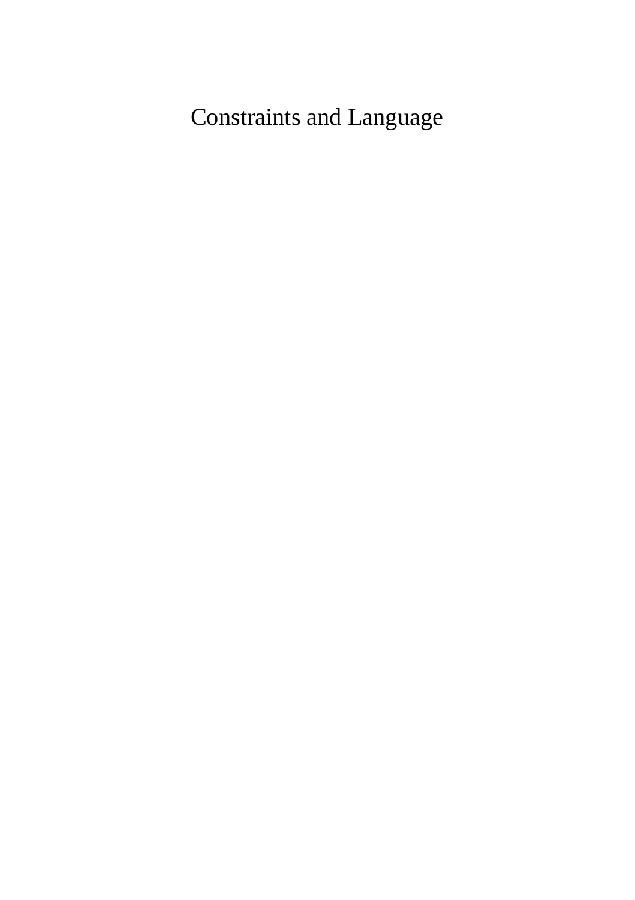# Constraints and Language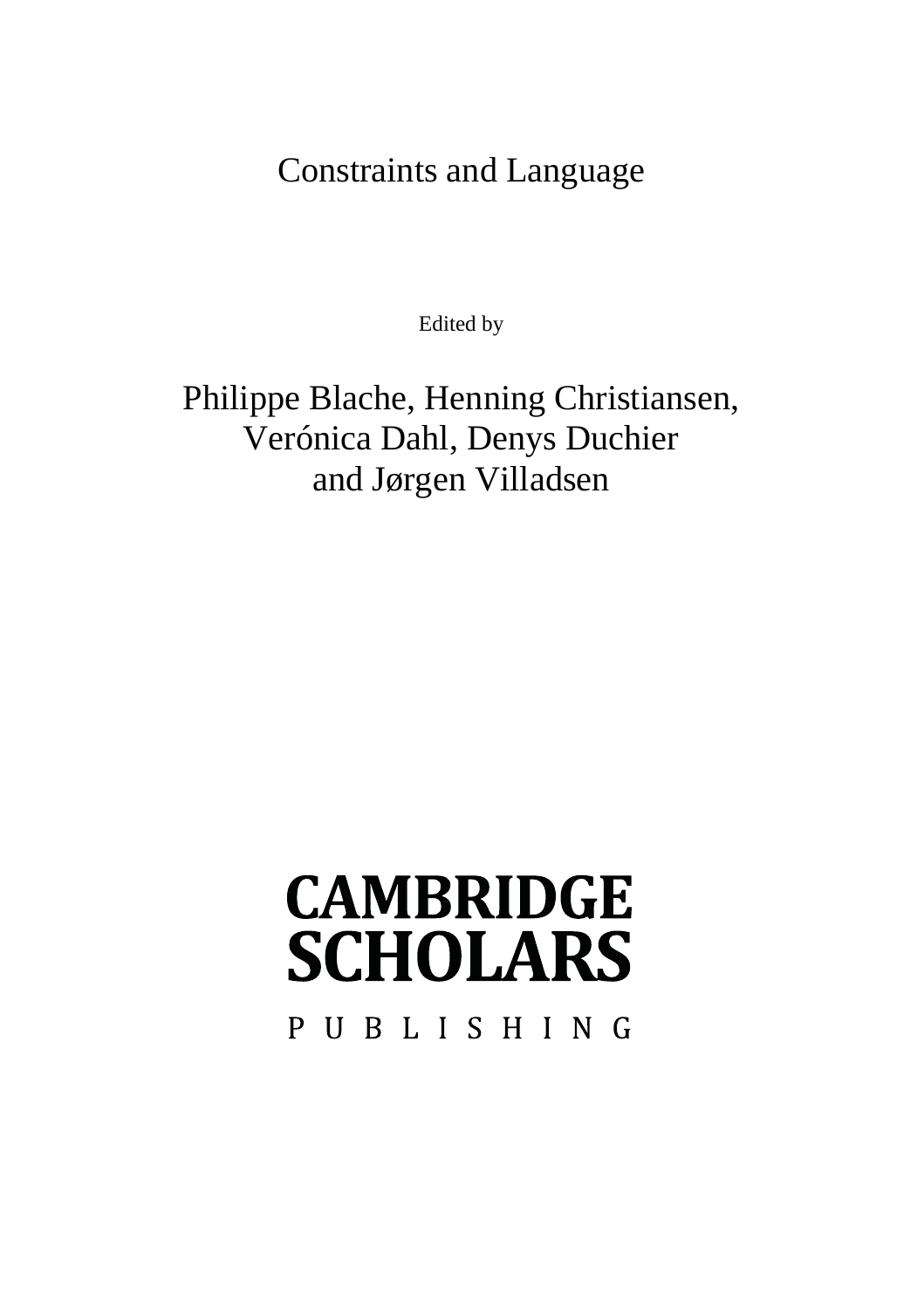# Constraints and Language

Edited by

Philippe Blache, Henning Christiansen,
Verónica Dahl, Denys Duchier
and Jørgen Villadsen

CAMBRIDGE
SCHOLARS
PUBLISHING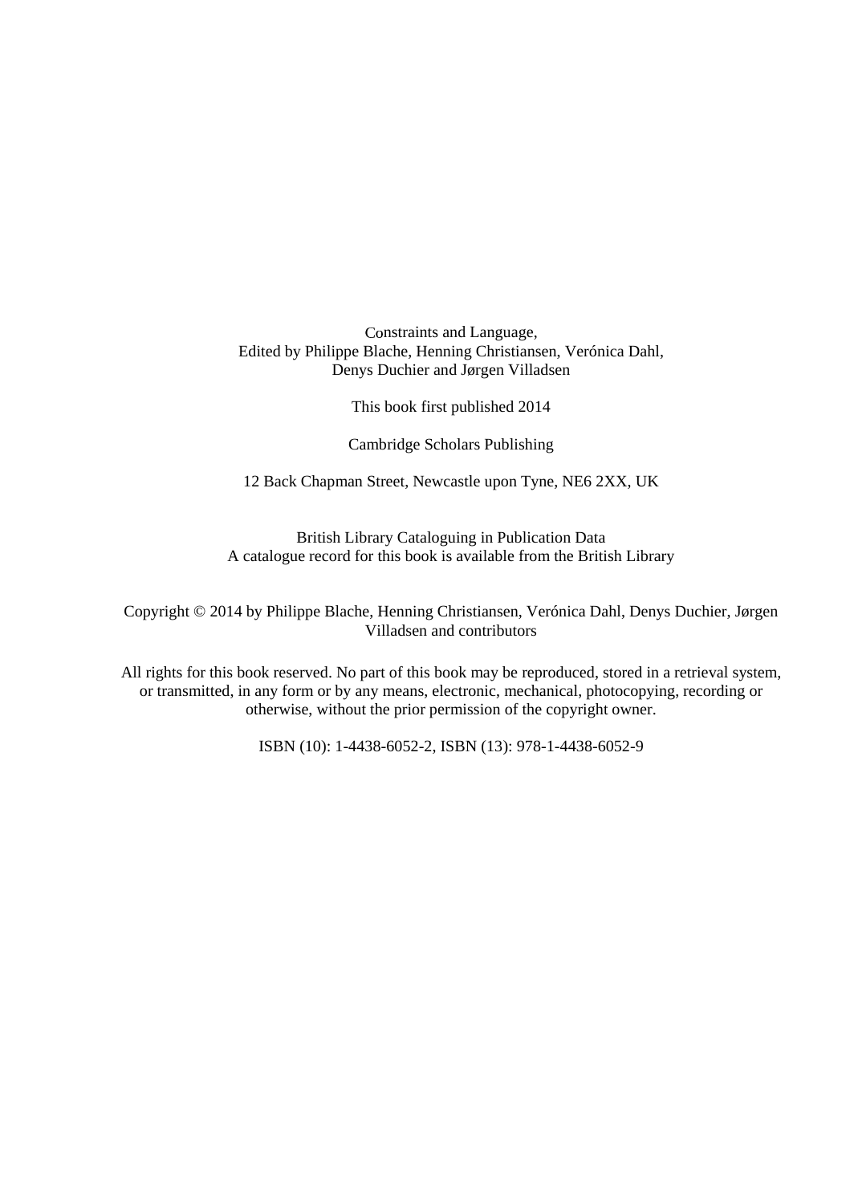Constraints and Language,
Edited by Philippe Blache, Henning Christiansen, Verónica Dahl,
Denys Duchier and Jørgen Villadsen

This book first published 2014

Cambridge Scholars Publishing

12 Back Chapman Street, Newcastle upon Tyne, NE6 2XX, UK

British Library Cataloguing in Publication Data
A catalogue record for this book is available from the British Library

Copyright © 2014 by Philippe Blache, Henning Christiansen, Verónica Dahl, Denys Duchier, Jørgen Villadsen and contributors

All rights for this book reserved. No part of this book may be reproduced, stored in a retrieval system, or transmitted, in any form or by any means, electronic, mechanical, photocopying, recording or otherwise, without the prior permission of the copyright owner.

ISBN (10): 1-4438-6052-2, ISBN (13): 978-1-4438-6052-9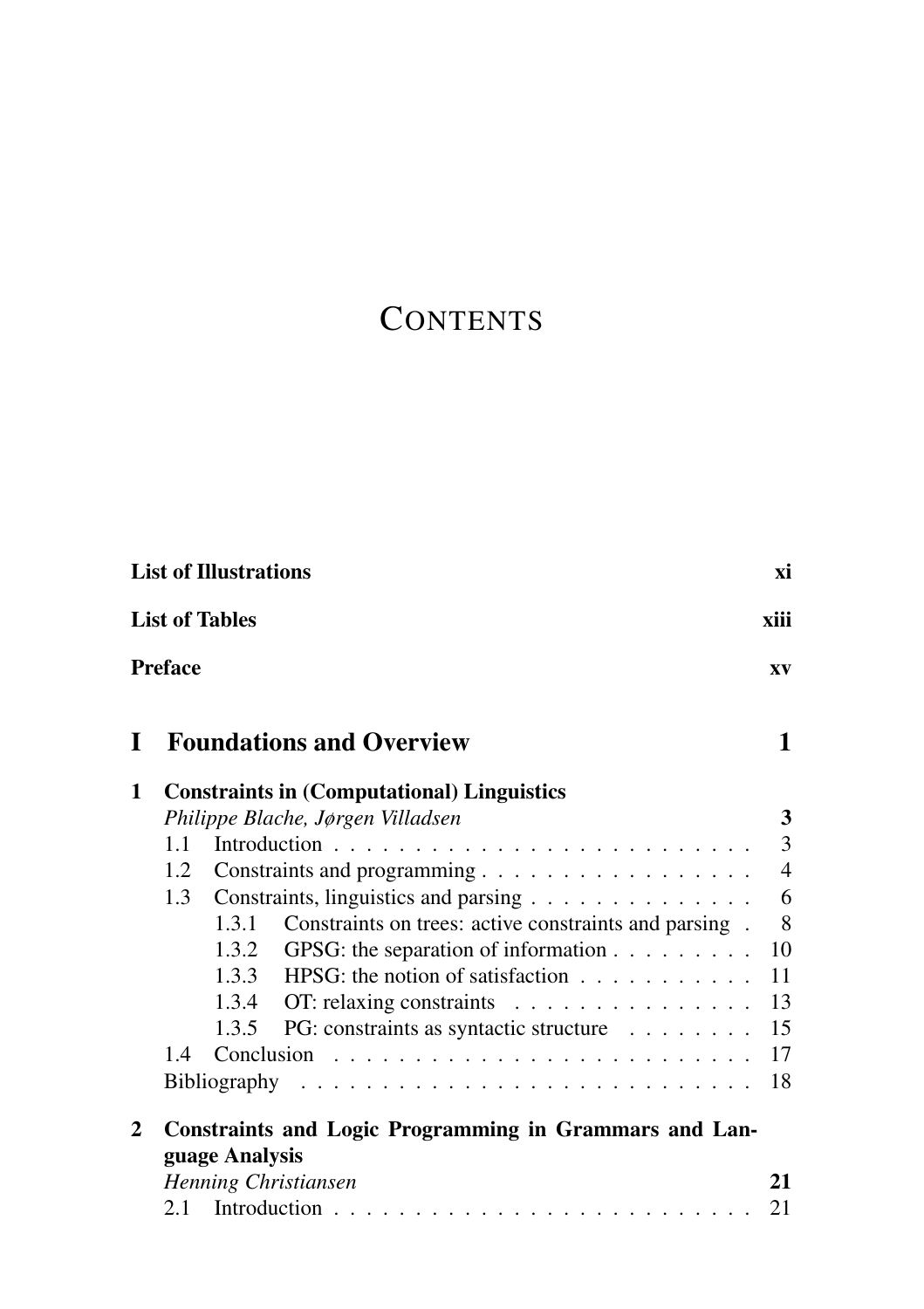# CONTENTS

**List of Illustrations** **xi**

**List of Tables** **xiii**

**Preface** **xv**

## I Foundations and Overview 1

**1 Constraints in (Computational) Linguistics**
*Philippe Blache, Jørgen Villadsen* **3**

- 1.1 Introduction . . . . . . . . . . . . . . . . . . . . . . . . . . 3
- 1.2 Constraints and programming . . . . . . . . . . . . . . . . . 4
- 1.3 Constraints, linguistics and parsing . . . . . . . . . . . . . . 6
  - 1.3.1 Constraints on trees: active constraints and parsing . 8
  - 1.3.2 GPSG: the separation of information . . . . . . . . . 10
  - 1.3.3 HPSG: the notion of satisfaction . . . . . . . . . . . 11
  - 1.3.4 OT: relaxing constraints . . . . . . . . . . . . . . . 13
  - 1.3.5 PG: constraints as syntactic structure . . . . . . . . 15
- 1.4 Conclusion . . . . . . . . . . . . . . . . . . . . . . . . . . 17
- Bibliography . . . . . . . . . . . . . . . . . . . . . . . . . . . 18

**2 Constraints and Logic Programming in Grammars and Language Analysis**
*Henning Christiansen* **21**

- 2.1 Introduction . . . . . . . . . . . . . . . . . . . . . . . . . . 21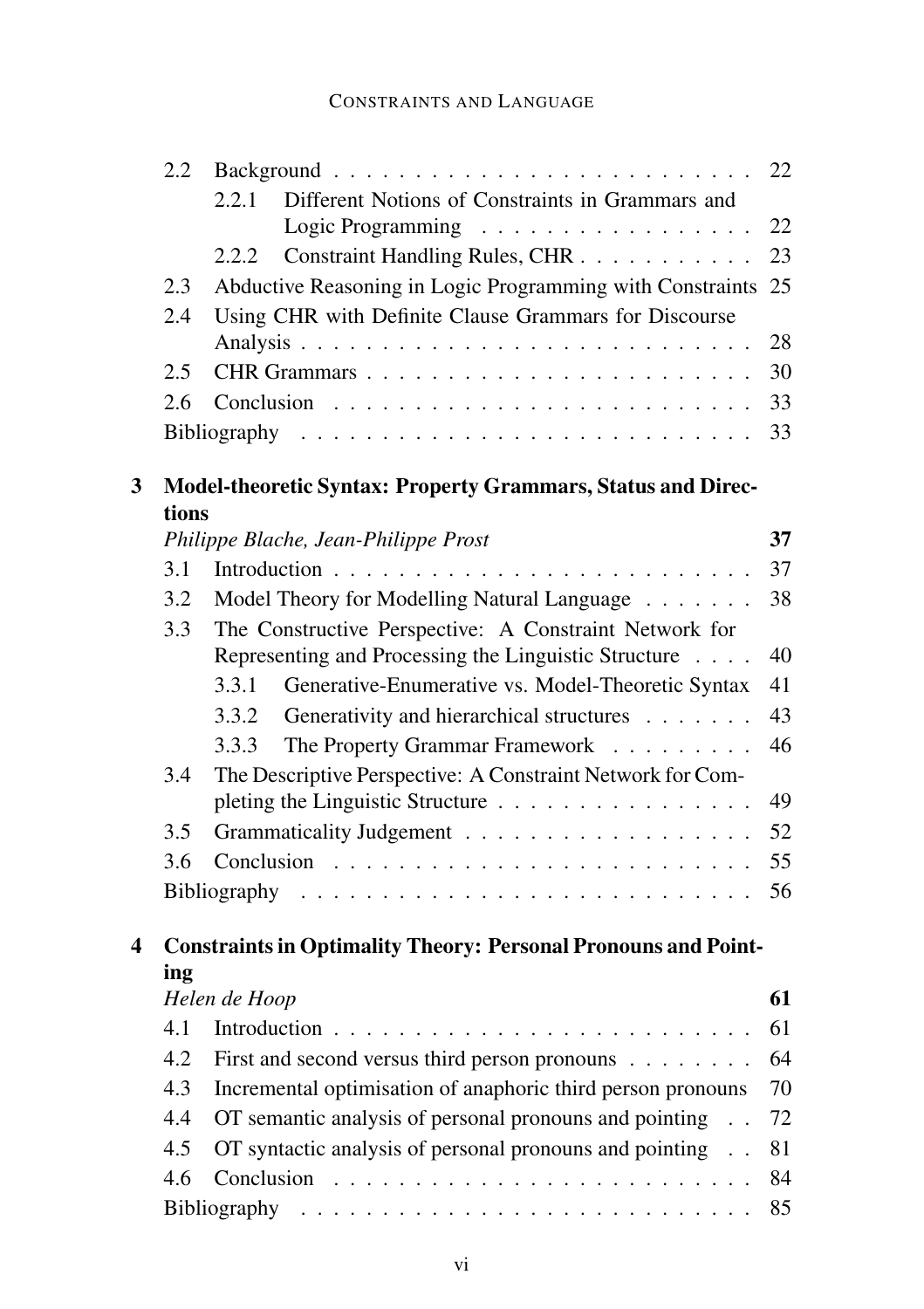2.2 Background . . . . . . . . . . . . . . . . . . . . . . . . . 22

2.2.1 Different Notions of Constraints in Grammars and Logic Programming . . . . . . . . . . . . . . . . . 22

2.2.2 Constraint Handling Rules, CHR . . . . . . . . . . . 23

2.3 Abductive Reasoning in Logic Programming with Constraints 25

2.4 Using CHR with Definite Clause Grammars for Discourse Analysis . . . . . . . . . . . . . . . . . . . . . . . . . . . 28

2.5 CHR Grammars . . . . . . . . . . . . . . . . . . . . . . . 30

2.6 Conclusion . . . . . . . . . . . . . . . . . . . . . . . . . 33

Bibliography . . . . . . . . . . . . . . . . . . . . . . . . . . 33

**3 Model-theoretic Syntax: Property Grammars, Status and Directions**

*Philippe Blache, Jean-Philippe Prost* **37**

3.1 Introduction . . . . . . . . . . . . . . . . . . . . . . . . . 37

3.2 Model Theory for Modelling Natural Language . . . . . . . 38

3.3 The Constructive Perspective: A Constraint Network for Representing and Processing the Linguistic Structure . . . . 40

3.3.1 Generative-Enumerative vs. Model-Theoretic Syntax 41

3.3.2 Generativity and hierarchical structures . . . . . . . 43

3.3.3 The Property Grammar Framework . . . . . . . . . 46

3.4 The Descriptive Perspective: A Constraint Network for Completing the Linguistic Structure . . . . . . . . . . . . . . . . 49

3.5 Grammaticality Judgement . . . . . . . . . . . . . . . . . . 52

3.6 Conclusion . . . . . . . . . . . . . . . . . . . . . . . . . 55

Bibliography . . . . . . . . . . . . . . . . . . . . . . . . . . 56

**4 Constraints in Optimality Theory: Personal Pronouns and Pointing**

*Helen de Hoop* **61**

4.1 Introduction . . . . . . . . . . . . . . . . . . . . . . . . . 61

4.2 First and second versus third person pronouns . . . . . . . . 64

4.3 Incremental optimisation of anaphoric third person pronouns 70

4.4 OT semantic analysis of personal pronouns and pointing . . 72

4.5 OT syntactic analysis of personal pronouns and pointing . . 81

4.6 Conclusion . . . . . . . . . . . . . . . . . . . . . . . . . 84

Bibliography . . . . . . . . . . . . . . . . . . . . . . . . . . 85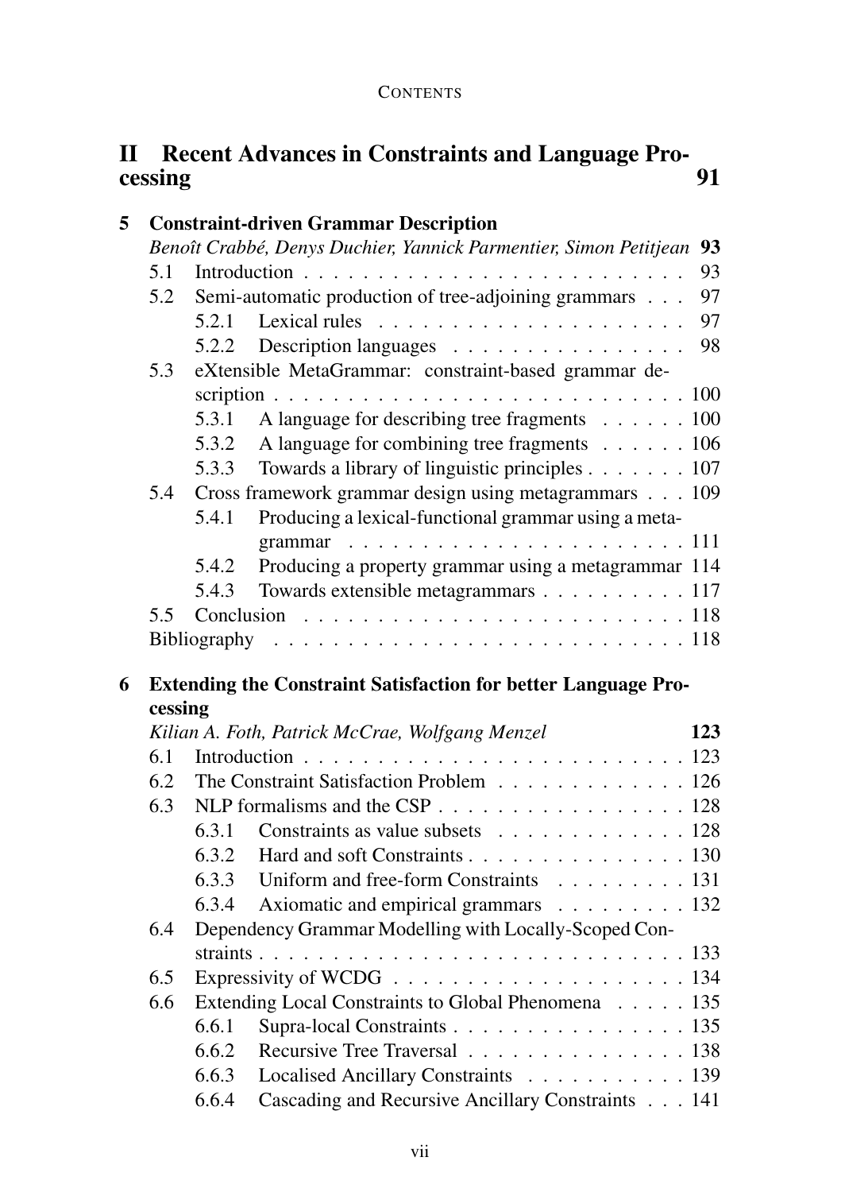# II Recent Advances in Constraints and Language Processing — 91

**5 Constraint-driven Grammar Description**
*Benoît Crabbé, Denys Duchier, Yannick Parmentier, Simon Petitjean* **93**

- 5.1 Introduction . . . 93
- 5.2 Semi-automatic production of tree-adjoining grammars . . . 97
  - 5.2.1 Lexical rules . . . 97
  - 5.2.2 Description languages . . . 98
- 5.3 eXtensible MetaGrammar: constraint-based grammar description . . . 100
  - 5.3.1 A language for describing tree fragments . . . 100
  - 5.3.2 A language for combining tree fragments . . . 106
  - 5.3.3 Towards a library of linguistic principles . . . 107
- 5.4 Cross framework grammar design using metagrammars . . . 109
  - 5.4.1 Producing a lexical-functional grammar using a metagrammar . . . 111
  - 5.4.2 Producing a property grammar using a metagrammar 114
  - 5.4.3 Towards extensible metagrammars . . . 117
- 5.5 Conclusion . . . 118
- Bibliography . . . 118

**6 Extending the Constraint Satisfaction for better Language Processing**
*Kilian A. Foth, Patrick McCrae, Wolfgang Menzel* **123**

- 6.1 Introduction . . . 123
- 6.2 The Constraint Satisfaction Problem . . . 126
- 6.3 NLP formalisms and the CSP . . . 128
  - 6.3.1 Constraints as value subsets . . . 128
  - 6.3.2 Hard and soft Constraints . . . 130
  - 6.3.3 Uniform and free-form Constraints . . . 131
  - 6.3.4 Axiomatic and empirical grammars . . . 132
- 6.4 Dependency Grammar Modelling with Locally-Scoped Constraints . . . 133
- 6.5 Expressivity of WCDG . . . 134
- 6.6 Extending Local Constraints to Global Phenomena . . . 135
  - 6.6.1 Supra-local Constraints . . . 135
  - 6.6.2 Recursive Tree Traversal . . . 138
  - 6.6.3 Localised Ancillary Constraints . . . 139
  - 6.6.4 Cascading and Recursive Ancillary Constraints . . . 141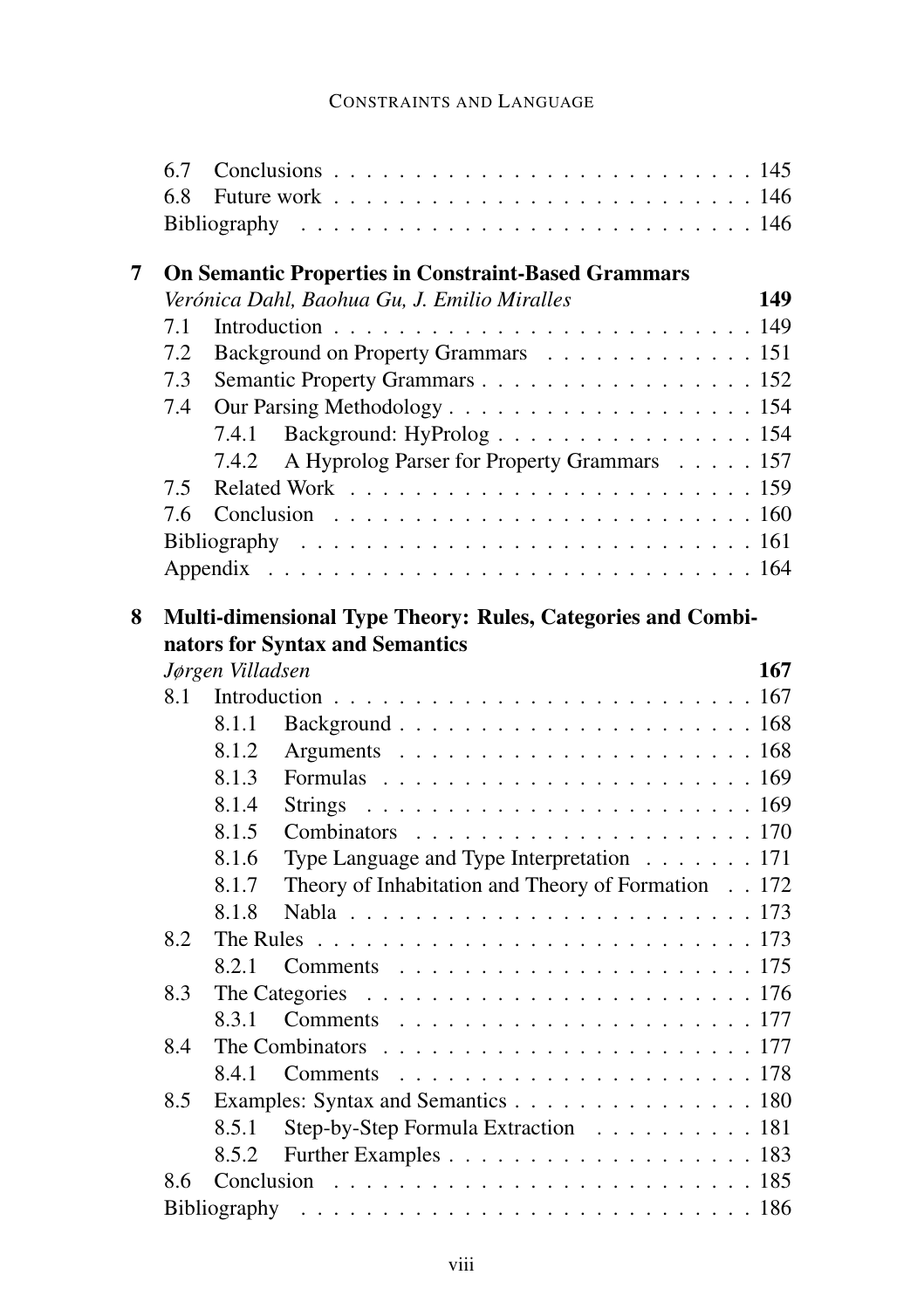6.7 Conclusions . . . . . . . . . . . . . . . . . . . . . . . . . 145
6.8 Future work . . . . . . . . . . . . . . . . . . . . . . . . . 146
Bibliography . . . . . . . . . . . . . . . . . . . . . . . . . . . 146

**7 On Semantic Properties in Constraint-Based Grammars**
*Verónica Dahl, Baohua Gu, J. Emilio Miralles* **149**

7.1 Introduction . . . . . . . . . . . . . . . . . . . . . . . . . 149
7.2 Background on Property Grammars . . . . . . . . . . . . . 151
7.3 Semantic Property Grammars . . . . . . . . . . . . . . . . 152
7.4 Our Parsing Methodology . . . . . . . . . . . . . . . . . . 154
  7.4.1 Background: HyProlog . . . . . . . . . . . . . . . . 154
  7.4.2 A Hyprolog Parser for Property Grammars . . . . . 157
7.5 Related Work . . . . . . . . . . . . . . . . . . . . . . . . 159
7.6 Conclusion . . . . . . . . . . . . . . . . . . . . . . . . . 160
Bibliography . . . . . . . . . . . . . . . . . . . . . . . . . . . 161
Appendix . . . . . . . . . . . . . . . . . . . . . . . . . . . . 164

**8 Multi-dimensional Type Theory: Rules, Categories and Combinators for Syntax and Semantics**
*Jørgen Villadsen* **167**

8.1 Introduction . . . . . . . . . . . . . . . . . . . . . . . . . 167
  8.1.1 Background . . . . . . . . . . . . . . . . . . . . . 168
  8.1.2 Arguments . . . . . . . . . . . . . . . . . . . . . 168
  8.1.3 Formulas . . . . . . . . . . . . . . . . . . . . . . 169
  8.1.4 Strings . . . . . . . . . . . . . . . . . . . . . . . 169
  8.1.5 Combinators . . . . . . . . . . . . . . . . . . . . 170
  8.1.6 Type Language and Type Interpretation . . . . . . . 171
  8.1.7 Theory of Inhabitation and Theory of Formation . . 172
  8.1.8 Nabla . . . . . . . . . . . . . . . . . . . . . . . . 173
8.2 The Rules . . . . . . . . . . . . . . . . . . . . . . . . . . 173
  8.2.1 Comments . . . . . . . . . . . . . . . . . . . . . . 175
8.3 The Categories . . . . . . . . . . . . . . . . . . . . . . . 176
  8.3.1 Comments . . . . . . . . . . . . . . . . . . . . . . 177
8.4 The Combinators . . . . . . . . . . . . . . . . . . . . . . 177
  8.4.1 Comments . . . . . . . . . . . . . . . . . . . . . . 178
8.5 Examples: Syntax and Semantics . . . . . . . . . . . . . . 180
  8.5.1 Step-by-Step Formula Extraction . . . . . . . . . . 181
  8.5.2 Further Examples . . . . . . . . . . . . . . . . . . 183
8.6 Conclusion . . . . . . . . . . . . . . . . . . . . . . . . . 185
Bibliography . . . . . . . . . . . . . . . . . . . . . . . . . . . 186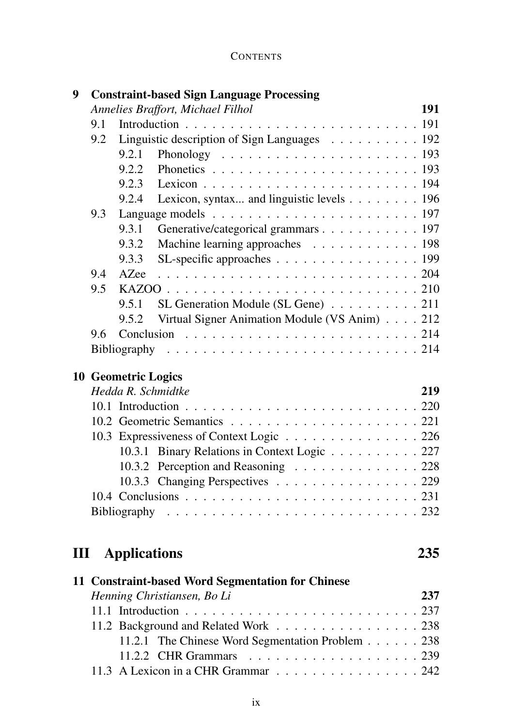**9 Constraint-based Sign Language Processing**

*Annelies Braffort, Michael Filhol* **191**

- 9.1 Introduction . . . . . . . . . . . . . . . . . . . . . . . . . . 191
- 9.2 Linguistic description of Sign Languages . . . . . . . . . . 192
  - 9.2.1 Phonology . . . . . . . . . . . . . . . . . . . . . . 193
  - 9.2.2 Phonetics . . . . . . . . . . . . . . . . . . . . . . 193
  - 9.2.3 Lexicon . . . . . . . . . . . . . . . . . . . . . . . 194
  - 9.2.4 Lexicon, syntax... and linguistic levels . . . . . . . . 196
- 9.3 Language models . . . . . . . . . . . . . . . . . . . . . . 197
  - 9.3.1 Generative/categorical grammars . . . . . . . . . . . 197
  - 9.3.2 Machine learning approaches . . . . . . . . . . . . 198
  - 9.3.3 SL-specific approaches . . . . . . . . . . . . . . . 199
- 9.4 AZee . . . . . . . . . . . . . . . . . . . . . . . . . . . . 204
- 9.5 KAZOO . . . . . . . . . . . . . . . . . . . . . . . . . . . 210
  - 9.5.1 SL Generation Module (SL Gene) . . . . . . . . . . 211
  - 9.5.2 Virtual Signer Animation Module (VS Anim) . . . . 212
- 9.6 Conclusion . . . . . . . . . . . . . . . . . . . . . . . . . 214
- Bibliography . . . . . . . . . . . . . . . . . . . . . . . . . . 214

**10 Geometric Logics**

*Hedda R. Schmidtke* **219**

- 10.1 Introduction . . . . . . . . . . . . . . . . . . . . . . . . . 220
- 10.2 Geometric Semantics . . . . . . . . . . . . . . . . . . . . 221
- 10.3 Expressiveness of Context Logic . . . . . . . . . . . . . . 226
  - 10.3.1 Binary Relations in Context Logic . . . . . . . . . . 227
  - 10.3.2 Perception and Reasoning . . . . . . . . . . . . . . 228
  - 10.3.3 Changing Perspectives . . . . . . . . . . . . . . . . 229
- 10.4 Conclusions . . . . . . . . . . . . . . . . . . . . . . . . . 231
- Bibliography . . . . . . . . . . . . . . . . . . . . . . . . . . 232

# III Applications 235

**11 Constraint-based Word Segmentation for Chinese**

*Henning Christiansen, Bo Li* **237**

- 11.1 Introduction . . . . . . . . . . . . . . . . . . . . . . . . . 237
- 11.2 Background and Related Work . . . . . . . . . . . . . . . 238
  - 11.2.1 The Chinese Word Segmentation Problem . . . . . . 238
  - 11.2.2 CHR Grammars . . . . . . . . . . . . . . . . . . . 239
- 11.3 A Lexicon in a CHR Grammar . . . . . . . . . . . . . . . 242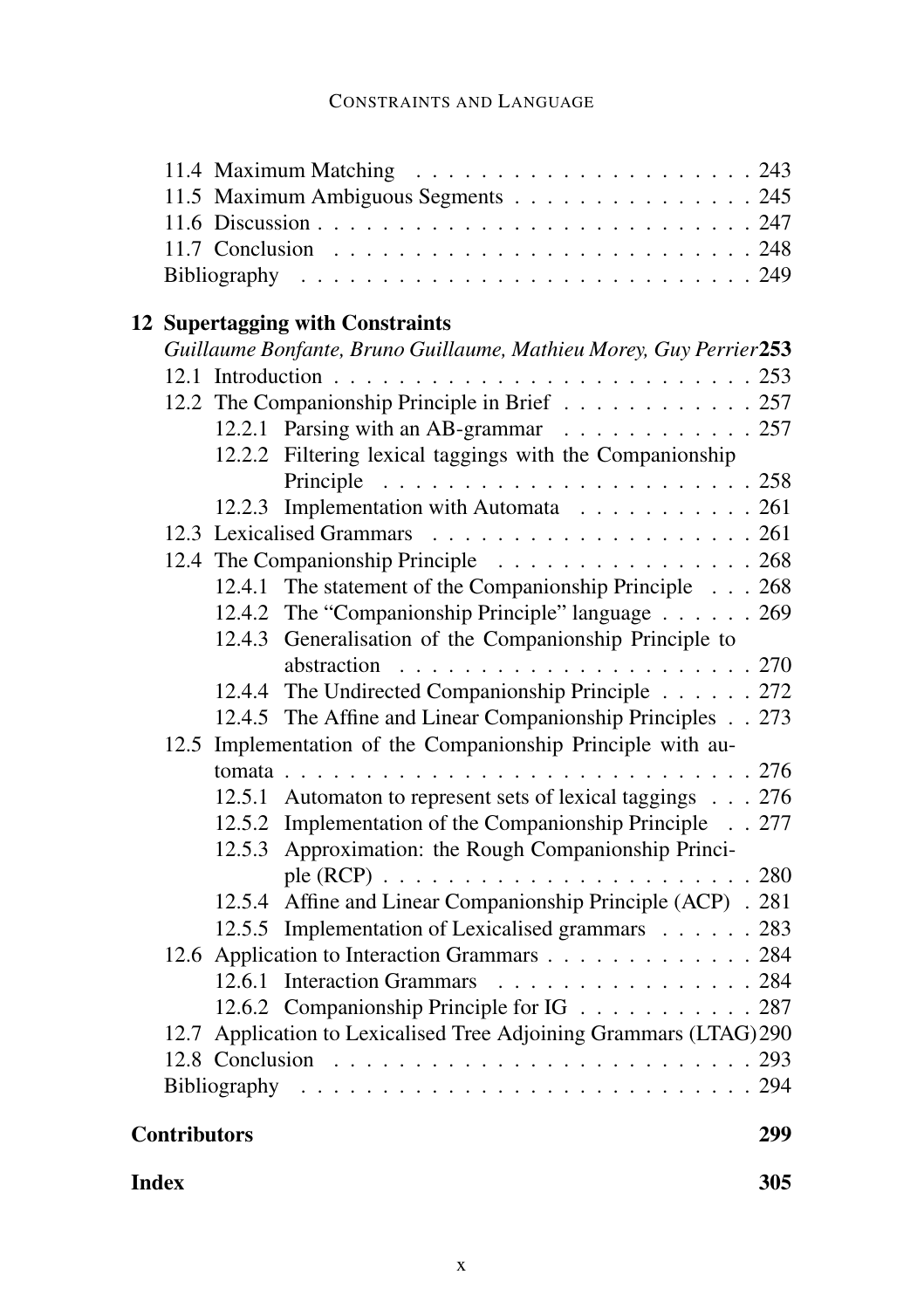- 11.4 Maximum Matching . . . . . . . . . . . . . . . . . . . . . 243
- 11.5 Maximum Ambiguous Segments . . . . . . . . . . . . . . . 245
- 11.6 Discussion . . . . . . . . . . . . . . . . . . . . . . . . . . 247
- 11.7 Conclusion . . . . . . . . . . . . . . . . . . . . . . . . . 248
- Bibliography . . . . . . . . . . . . . . . . . . . . . . . . . . 249

**12 Supertagging with Constraints**

*Guillaume Bonfante, Bruno Guillaume, Mathieu Morey, Guy Perrier* **253**

- 12.1 Introduction . . . . . . . . . . . . . . . . . . . . . . . . . 253
- 12.2 The Companionship Principle in Brief . . . . . . . . . . . . 257
  - 12.2.1 Parsing with an AB-grammar . . . . . . . . . . . . 257
  - 12.2.2 Filtering lexical taggings with the Companionship Principle . . . . . . . . . . . . . . . . . . . . . . . 258
  - 12.2.3 Implementation with Automata . . . . . . . . . . . 261
- 12.3 Lexicalised Grammars . . . . . . . . . . . . . . . . . . . . 261
- 12.4 The Companionship Principle . . . . . . . . . . . . . . . . 268
  - 12.4.1 The statement of the Companionship Principle . . . 268
  - 12.4.2 The "Companionship Principle" language . . . . . . 269
  - 12.4.3 Generalisation of the Companionship Principle to abstraction . . . . . . . . . . . . . . . . . . . . . 270
  - 12.4.4 The Undirected Companionship Principle . . . . . . 272
  - 12.4.5 The Affine and Linear Companionship Principles . . 273
- 12.5 Implementation of the Companionship Principle with automata . . . . . . . . . . . . . . . . . . . . . . . . . . . 276
  - 12.5.1 Automaton to represent sets of lexical taggings . . . 276
  - 12.5.2 Implementation of the Companionship Principle . . 277
  - 12.5.3 Approximation: the Rough Companionship Principle (RCP) . . . . . . . . . . . . . . . . . . . . . . 280
  - 12.5.4 Affine and Linear Companionship Principle (ACP) . 281
  - 12.5.5 Implementation of Lexicalised grammars . . . . . . 283
- 12.6 Application to Interaction Grammars . . . . . . . . . . . . 284
  - 12.6.1 Interaction Grammars . . . . . . . . . . . . . . . . 284
  - 12.6.2 Companionship Principle for IG . . . . . . . . . . . 287
- 12.7 Application to Lexicalised Tree Adjoining Grammars (LTAG) 290
- 12.8 Conclusion . . . . . . . . . . . . . . . . . . . . . . . . . 293
- Bibliography . . . . . . . . . . . . . . . . . . . . . . . . . . 294

**Contributors** **299**

**Index** **305**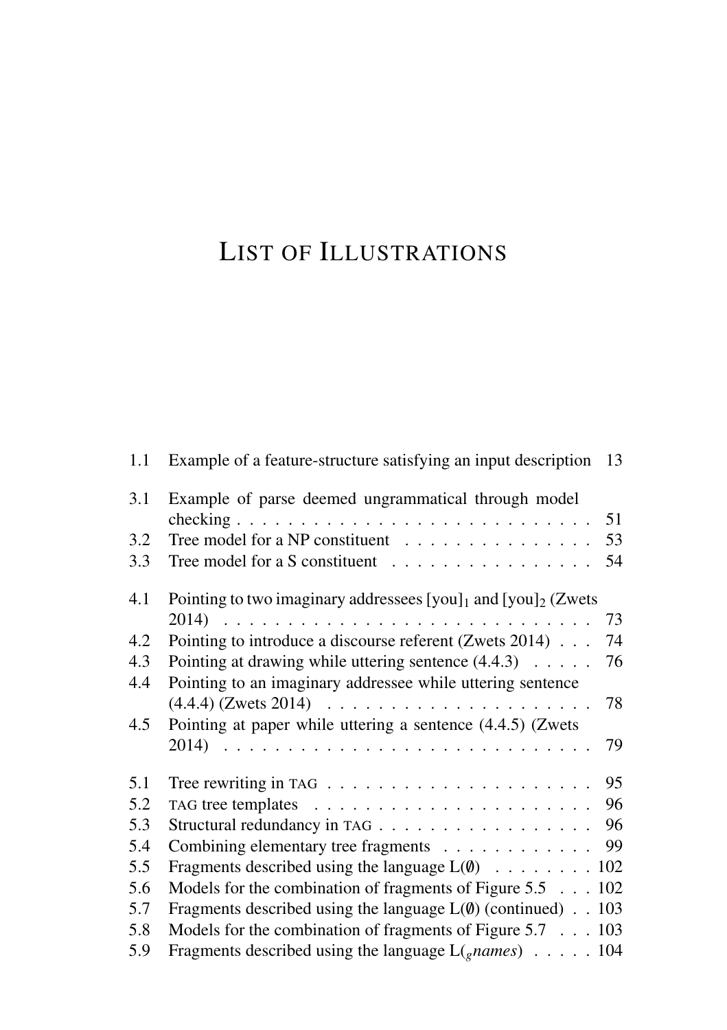# List of Illustrations

| | | |
|---|---|---|
| 1.1 | Example of a feature-structure satisfying an input description | 13 |
| 3.1 | Example of parse deemed ungrammatical through model checking | 51 |
| 3.2 | Tree model for a NP constituent | 53 |
| 3.3 | Tree model for a S constituent | 54 |
| 4.1 | Pointing to two imaginary addressees $[\text{you}]_1$ and $[\text{you}]_2$ (Zwets 2014) | 73 |
| 4.2 | Pointing to introduce a discourse referent (Zwets 2014) | 74 |
| 4.3 | Pointing at drawing while uttering sentence (4.4.3) | 76 |
| 4.4 | Pointing to an imaginary addressee while uttering sentence (4.4.4) (Zwets 2014) | 78 |
| 4.5 | Pointing at paper while uttering a sentence (4.4.5) (Zwets 2014) | 79 |
| 5.1 | Tree rewriting in TAG | 95 |
| 5.2 | TAG tree templates | 96 |
| 5.3 | Structural redundancy in TAG | 96 |
| 5.4 | Combining elementary tree fragments | 99 |
| 5.5 | Fragments described using the language $L(\emptyset)$ | 102 |
| 5.6 | Models for the combination of fragments of Figure 5.5 | 102 |
| 5.7 | Fragments described using the language $L(\emptyset)$ (continued) | 103 |
| 5.8 | Models for the combination of fragments of Figure 5.7 | 103 |
| 5.9 | Fragments described using the language $L({}_{g}\textit{names})$ | 104 |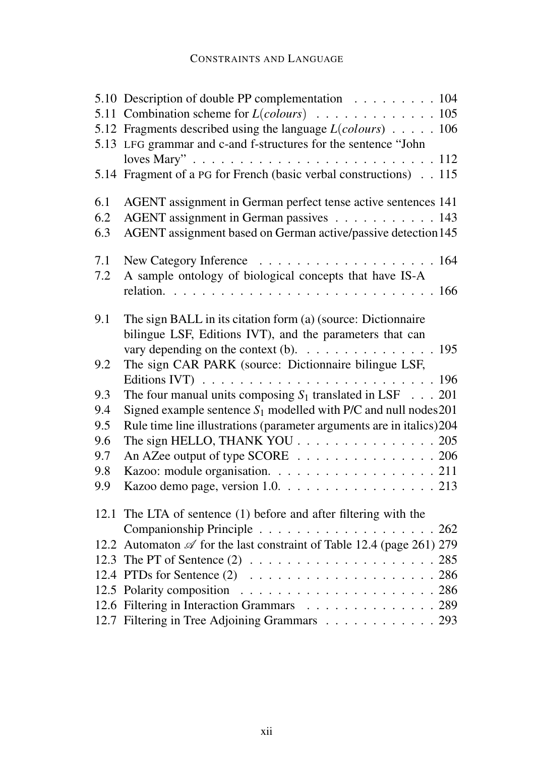5.10 Description of double PP complementation . . . . . . . . . 104
5.11 Combination scheme for $L(colours)$ . . . . . . . . . . . . . 105
5.12 Fragments described using the language $L(colours)$ . . . . . 106
5.13 LFG grammar and c-and f-structures for the sentence "John loves Mary" . . . . . . . . . . . . . . . . . . . . . . . . . . 112
5.14 Fragment of a PG for French (basic verbal constructions) . . 115

6.1 AGENT assignment in German perfect tense active sentences 141
6.2 AGENT assignment in German passives . . . . . . . . . . . 143
6.3 AGENT assignment based on German active/passive detection 145

7.1 New Category Inference . . . . . . . . . . . . . . . . . . . 164
7.2 A sample ontology of biological concepts that have IS-A relation. . . . . . . . . . . . . . . . . . . . . . . . . . . . 166

9.1 The sign BALL in its citation form (a) (source: Dictionnaire bilingue LSF, Editions IVT), and the parameters that can vary depending on the context (b). . . . . . . . . . . . . . . 195
9.2 The sign CAR PARK (source: Dictionnaire bilingue LSF, Editions IVT) . . . . . . . . . . . . . . . . . . . . . . . . . 196
9.3 The four manual units composing $S_1$ translated in LSF . . . 201
9.4 Signed example sentence $S_1$ modelled with P/C and null nodes 201
9.5 Rule time line illustrations (parameter arguments are in italics) 204
9.6 The sign HELLO, THANK YOU . . . . . . . . . . . . . . . 205
9.7 An AZee output of type SCORE . . . . . . . . . . . . . . . 206
9.8 Kazoo: module organisation. . . . . . . . . . . . . . . . . . 211
9.9 Kazoo demo page, version 1.0. . . . . . . . . . . . . . . . . 213

12.1 The LTA of sentence (1) before and after filtering with the Companionship Principle . . . . . . . . . . . . . . . . . . . 262
12.2 Automaton $\mathscr{A}$ for the last constraint of Table 12.4 (page 261) 279
12.3 The PT of Sentence (2) . . . . . . . . . . . . . . . . . . . . 285
12.4 PTDs for Sentence (2) . . . . . . . . . . . . . . . . . . . . 286
12.5 Polarity composition . . . . . . . . . . . . . . . . . . . . . 286
12.6 Filtering in Interaction Grammars . . . . . . . . . . . . . . 289
12.7 Filtering in Tree Adjoining Grammars . . . . . . . . . . . . 293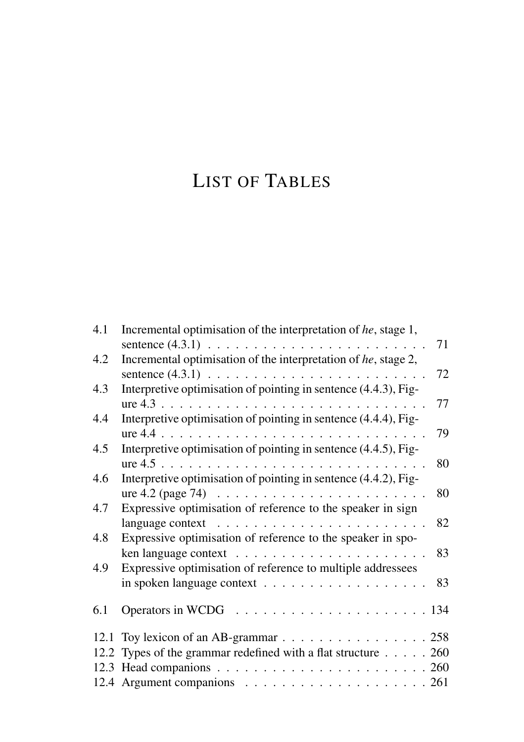# List of Tables

- 4.1 Incremental optimisation of the interpretation of *he*, stage 1, sentence (4.3.1) . . . . . . . . . . . . . . . . . . . . . . . . 71
- 4.2 Incremental optimisation of the interpretation of *he*, stage 2, sentence (4.3.1) . . . . . . . . . . . . . . . . . . . . . . . . 72
- 4.3 Interpretive optimisation of pointing in sentence (4.4.3), Figure 4.3 . . . . . . . . . . . . . . . . . . . . . . . . . . . . . 77
- 4.4 Interpretive optimisation of pointing in sentence (4.4.4), Figure 4.4 . . . . . . . . . . . . . . . . . . . . . . . . . . . . . 79
- 4.5 Interpretive optimisation of pointing in sentence (4.4.5), Figure 4.5 . . . . . . . . . . . . . . . . . . . . . . . . . . . . . 80
- 4.6 Interpretive optimisation of pointing in sentence (4.4.2), Figure 4.2 (page 74) . . . . . . . . . . . . . . . . . . . . . . . 80
- 4.7 Expressive optimisation of reference to the speaker in sign language context . . . . . . . . . . . . . . . . . . . . . . . 82
- 4.8 Expressive optimisation of reference to the speaker in spoken language context . . . . . . . . . . . . . . . . . . . . . 83
- 4.9 Expressive optimisation of reference to multiple addressees in spoken language context . . . . . . . . . . . . . . . . . . 83

- 6.1 Operators in WCDG . . . . . . . . . . . . . . . . . . . . . 134

- 12.1 Toy lexicon of an AB-grammar . . . . . . . . . . . . . . . . 258
- 12.2 Types of the grammar redefined with a flat structure . . . . . 260
- 12.3 Head companions . . . . . . . . . . . . . . . . . . . . . . . 260
- 12.4 Argument companions . . . . . . . . . . . . . . . . . . . . 261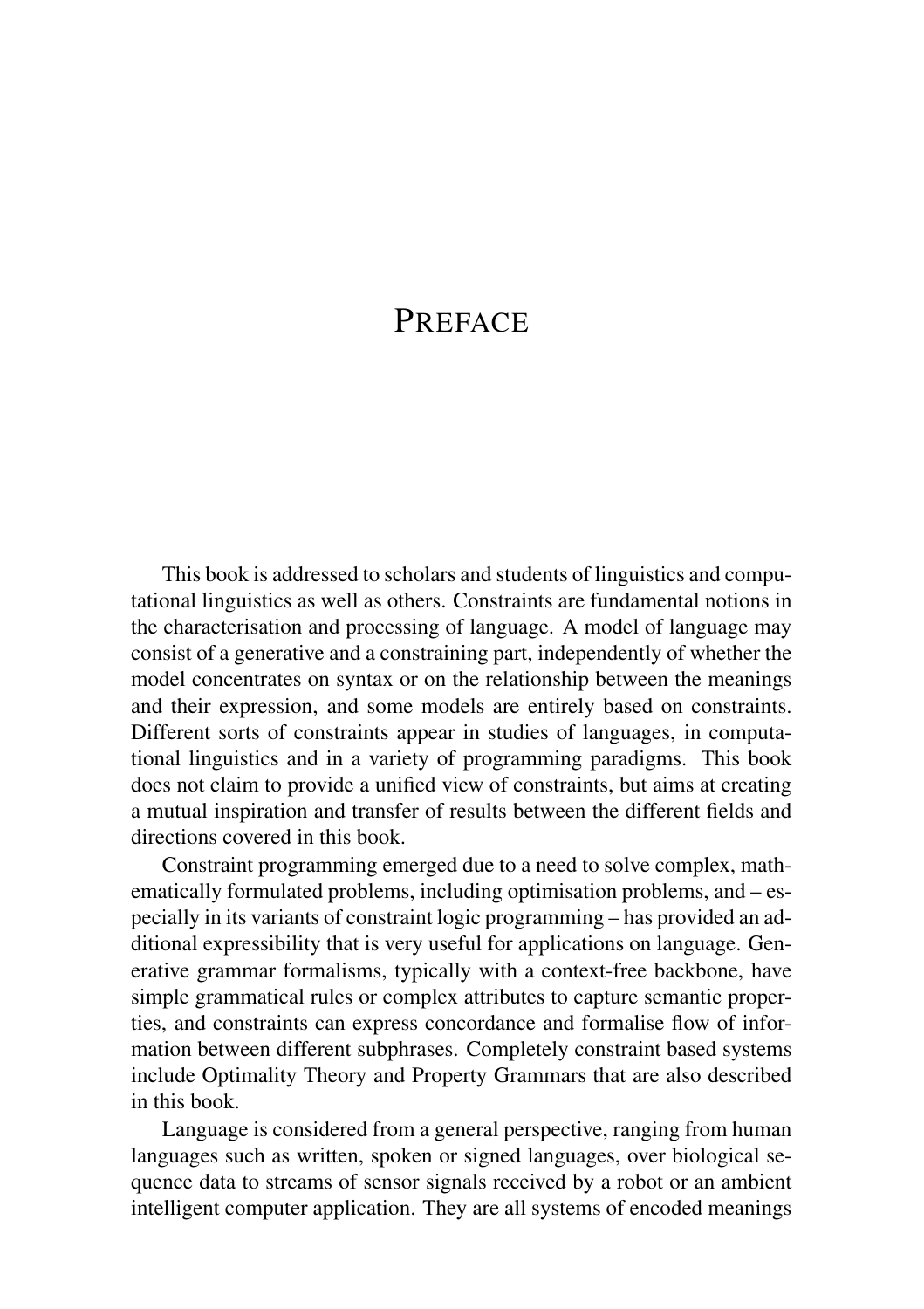# PREFACE

This book is addressed to scholars and students of linguistics and computational linguistics as well as others. Constraints are fundamental notions in the characterisation and processing of language. A model of language may consist of a generative and a constraining part, independently of whether the model concentrates on syntax or on the relationship between the meanings and their expression, and some models are entirely based on constraints. Different sorts of constraints appear in studies of languages, in computational linguistics and in a variety of programming paradigms. This book does not claim to provide a unified view of constraints, but aims at creating a mutual inspiration and transfer of results between the different fields and directions covered in this book.

Constraint programming emerged due to a need to solve complex, mathematically formulated problems, including optimisation problems, and – especially in its variants of constraint logic programming – has provided an additional expressibility that is very useful for applications on language. Generative grammar formalisms, typically with a context-free backbone, have simple grammatical rules or complex attributes to capture semantic properties, and constraints can express concordance and formalise flow of information between different subphrases. Completely constraint based systems include Optimality Theory and Property Grammars that are also described in this book.

Language is considered from a general perspective, ranging from human languages such as written, spoken or signed languages, over biological sequence data to streams of sensor signals received by a robot or an ambient intelligent computer application. They are all systems of encoded meanings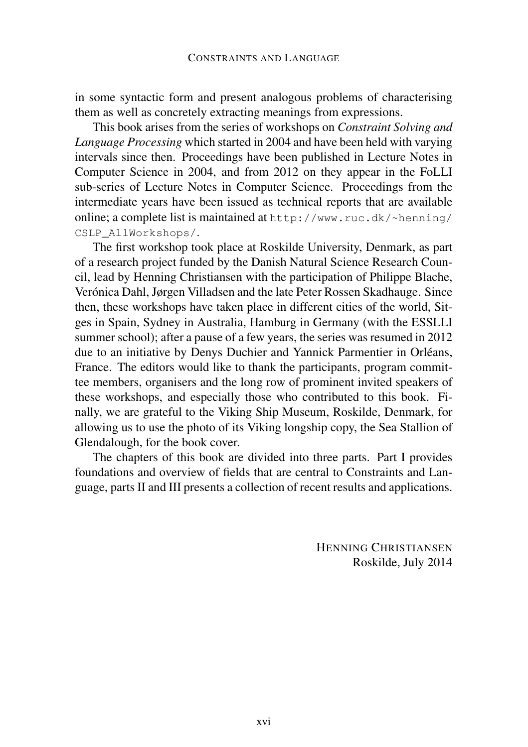in some syntactic form and present analogous problems of characterising them as well as concretely extracting meanings from expressions.

This book arises from the series of workshops on *Constraint Solving and Language Processing* which started in 2004 and have been held with varying intervals since then. Proceedings have been published in Lecture Notes in Computer Science in 2004, and from 2012 on they appear in the FoLLI sub-series of Lecture Notes in Computer Science. Proceedings from the intermediate years have been issued as technical reports that are available online; a complete list is maintained at `http://www.ruc.dk/~henning/CSLP_AllWorkshops/`.

The first workshop took place at Roskilde University, Denmark, as part of a research project funded by the Danish Natural Science Research Council, lead by Henning Christiansen with the participation of Philippe Blache, Verónica Dahl, Jørgen Villadsen and the late Peter Rossen Skadhauge. Since then, these workshops have taken place in different cities of the world, Sitges in Spain, Sydney in Australia, Hamburg in Germany (with the ESSLLI summer school); after a pause of a few years, the series was resumed in 2012 due to an initiative by Denys Duchier and Yannick Parmentier in Orléans, France. The editors would like to thank the participants, program committee members, organisers and the long row of prominent invited speakers of these workshops, and especially those who contributed to this book. Finally, we are grateful to the Viking Ship Museum, Roskilde, Denmark, for allowing us to use the photo of its Viking longship copy, the Sea Stallion of Glendalough, for the book cover.

The chapters of this book are divided into three parts. Part I provides foundations and overview of fields that are central to Constraints and Language, parts II and III presents a collection of recent results and applications.

HENNING CHRISTIANSEN
Roskilde, July 2014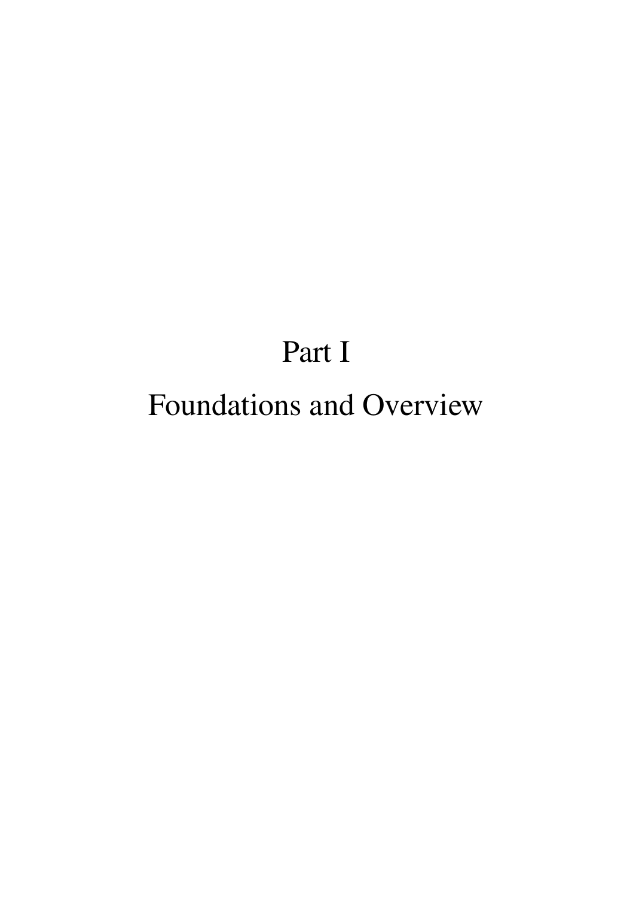# Part I

# Foundations and Overview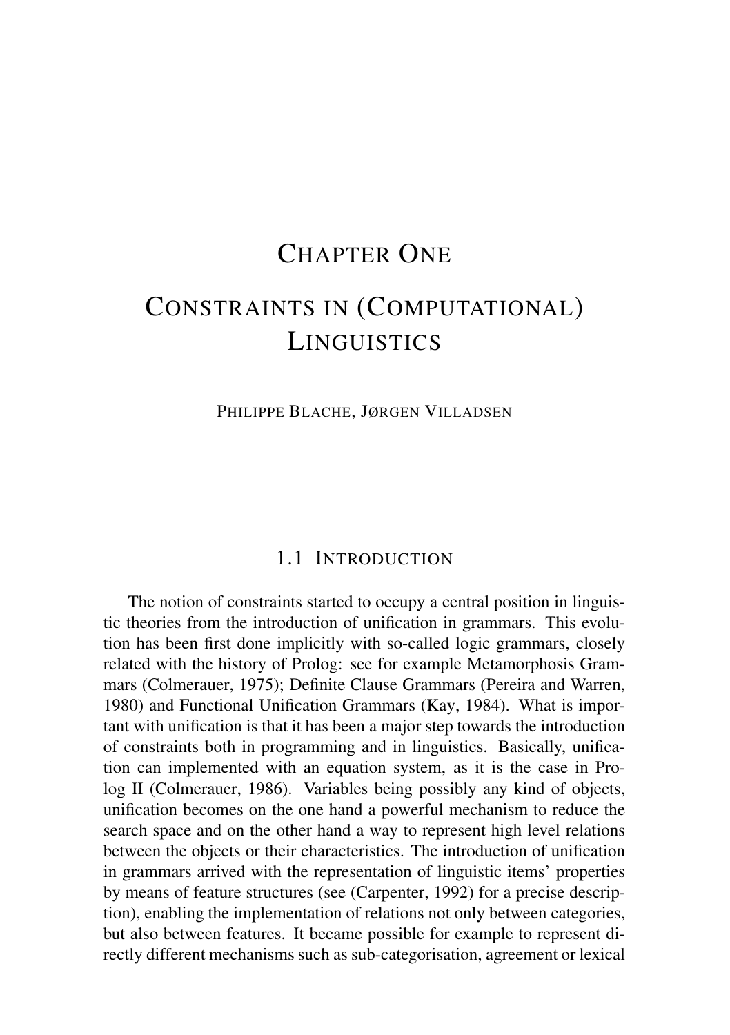# CHAPTER ONE

# CONSTRAINTS IN (COMPUTATIONAL) LINGUISTICS

PHILIPPE BLACHE, JØRGEN VILLADSEN

## 1.1 INTRODUCTION

The notion of constraints started to occupy a central position in linguistic theories from the introduction of unification in grammars. This evolution has been first done implicitly with so-called logic grammars, closely related with the history of Prolog: see for example Metamorphosis Grammars (Colmerauer, 1975); Definite Clause Grammars (Pereira and Warren, 1980) and Functional Unification Grammars (Kay, 1984). What is important with unification is that it has been a major step towards the introduction of constraints both in programming and in linguistics. Basically, unification can implemented with an equation system, as it is the case in Prolog II (Colmerauer, 1986). Variables being possibly any kind of objects, unification becomes on the one hand a powerful mechanism to reduce the search space and on the other hand a way to represent high level relations between the objects or their characteristics. The introduction of unification in grammars arrived with the representation of linguistic items' properties by means of feature structures (see (Carpenter, 1992) for a precise description), enabling the implementation of relations not only between categories, but also between features. It became possible for example to represent directly different mechanisms such as sub-categorisation, agreement or lexical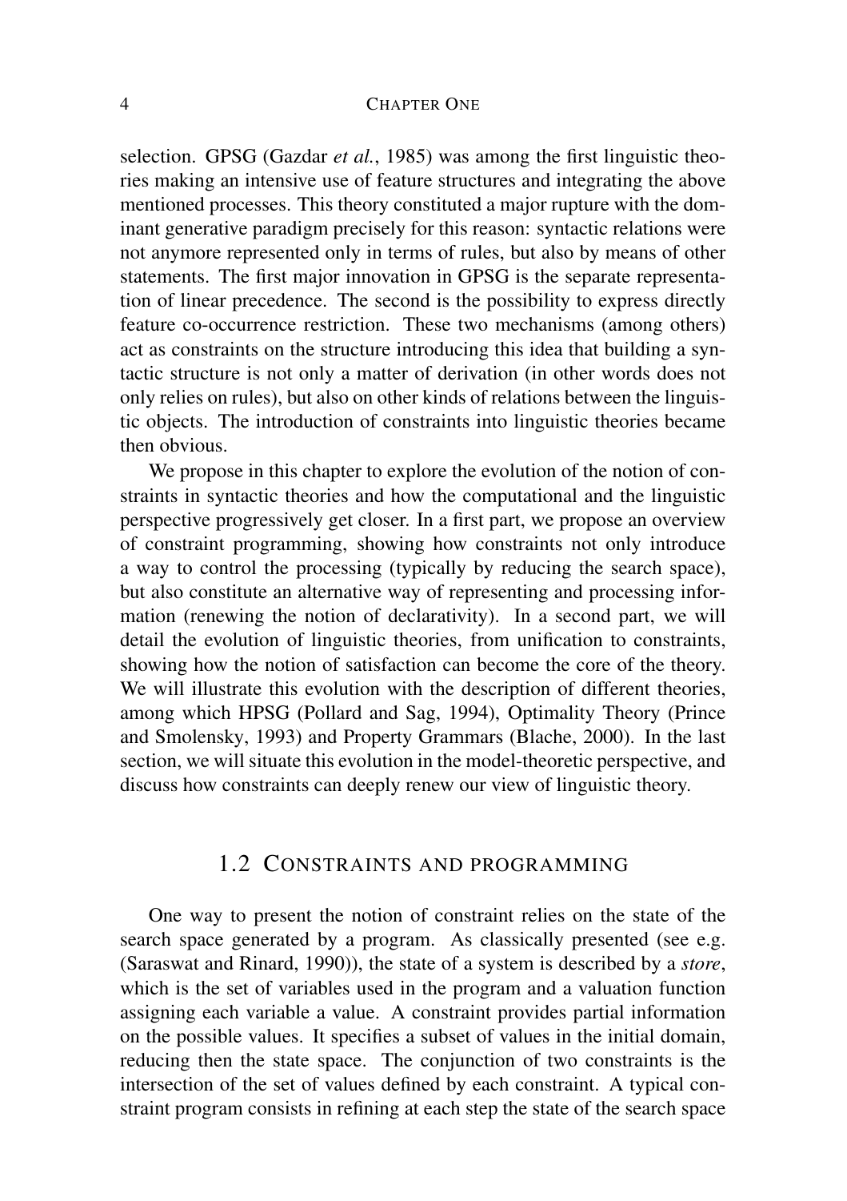selection. GPSG (Gazdar *et al.*, 1985) was among the first linguistic theories making an intensive use of feature structures and integrating the above mentioned processes. This theory constituted a major rupture with the dominant generative paradigm precisely for this reason: syntactic relations were not anymore represented only in terms of rules, but also by means of other statements. The first major innovation in GPSG is the separate representation of linear precedence. The second is the possibility to express directly feature co-occurrence restriction. These two mechanisms (among others) act as constraints on the structure introducing this idea that building a syntactic structure is not only a matter of derivation (in other words does not only relies on rules), but also on other kinds of relations between the linguistic objects. The introduction of constraints into linguistic theories became then obvious.

We propose in this chapter to explore the evolution of the notion of constraints in syntactic theories and how the computational and the linguistic perspective progressively get closer. In a first part, we propose an overview of constraint programming, showing how constraints not only introduce a way to control the processing (typically by reducing the search space), but also constitute an alternative way of representing and processing information (renewing the notion of declarativity). In a second part, we will detail the evolution of linguistic theories, from unification to constraints, showing how the notion of satisfaction can become the core of the theory. We will illustrate this evolution with the description of different theories, among which HPSG (Pollard and Sag, 1994), Optimality Theory (Prince and Smolensky, 1993) and Property Grammars (Blache, 2000). In the last section, we will situate this evolution in the model-theoretic perspective, and discuss how constraints can deeply renew our view of linguistic theory.

## 1.2 Constraints and programming

One way to present the notion of constraint relies on the state of the search space generated by a program. As classically presented (see e.g. (Saraswat and Rinard, 1990)), the state of a system is described by a *store*, which is the set of variables used in the program and a valuation function assigning each variable a value. A constraint provides partial information on the possible values. It specifies a subset of values in the initial domain, reducing then the state space. The conjunction of two constraints is the intersection of the set of values defined by each constraint. A typical constraint program consists in refining at each step the state of the search space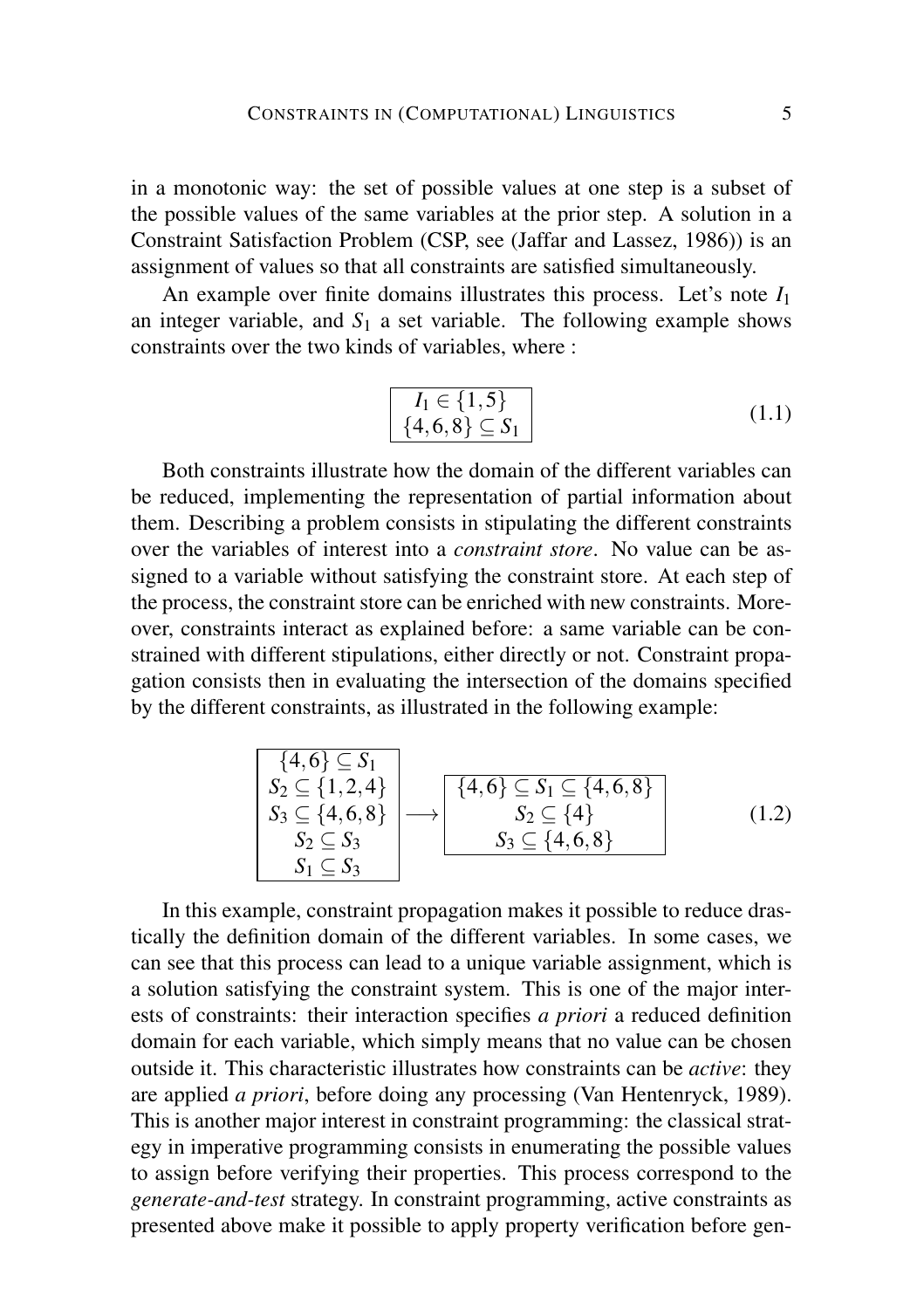in a monotonic way: the set of possible values at one step is a subset of the possible values of the same variables at the prior step. A solution in a Constraint Satisfaction Problem (CSP, see (Jaffar and Lassez, 1986)) is an assignment of values so that all constraints are satisfied simultaneously.

An example over finite domains illustrates this process. Let's note $I_1$ an integer variable, and $S_1$ a set variable. The following example shows constraints over the two kinds of variables, where :

$$\boxed{\begin{array}{c} I_1 \in \{1,5\} \\ \{4,6,8\} \subseteq S_1 \end{array}} \tag{1.1}$$

Both constraints illustrate how the domain of the different variables can be reduced, implementing the representation of partial information about them. Describing a problem consists in stipulating the different constraints over the variables of interest into a *constraint store*. No value can be assigned to a variable without satisfying the constraint store. At each step of the process, the constraint store can be enriched with new constraints. Moreover, constraints interact as explained before: a same variable can be constrained with different stipulations, either directly or not. Constraint propagation consists then in evaluating the intersection of the domains specified by the different constraints, as illustrated in the following example:

$$\boxed{\begin{array}{c} \{4,6\} \subseteq S_1 \\ S_2 \subseteq \{1,2,4\} \\ S_3 \subseteq \{4,6,8\} \\ S_2 \subseteq S_3 \\ S_1 \subseteq S_3 \end{array}} \longrightarrow \boxed{\begin{array}{c} \{4,6\} \subseteq S_1 \subseteq \{4,6,8\} \\ S_2 \subseteq \{4\} \\ S_3 \subseteq \{4,6,8\} \end{array}} \tag{1.2}$$

In this example, constraint propagation makes it possible to reduce drastically the definition domain of the different variables. In some cases, we can see that this process can lead to a unique variable assignment, which is a solution satisfying the constraint system. This is one of the major interests of constraints: their interaction specifies *a priori* a reduced definition domain for each variable, which simply means that no value can be chosen outside it. This characteristic illustrates how constraints can be *active*: they are applied *a priori*, before doing any processing (Van Hentenryck, 1989). This is another major interest in constraint programming: the classical strategy in imperative programming consists in enumerating the possible values to assign before verifying their properties. This process correspond to the *generate-and-test* strategy. In constraint programming, active constraints as presented above make it possible to apply property verification before gen-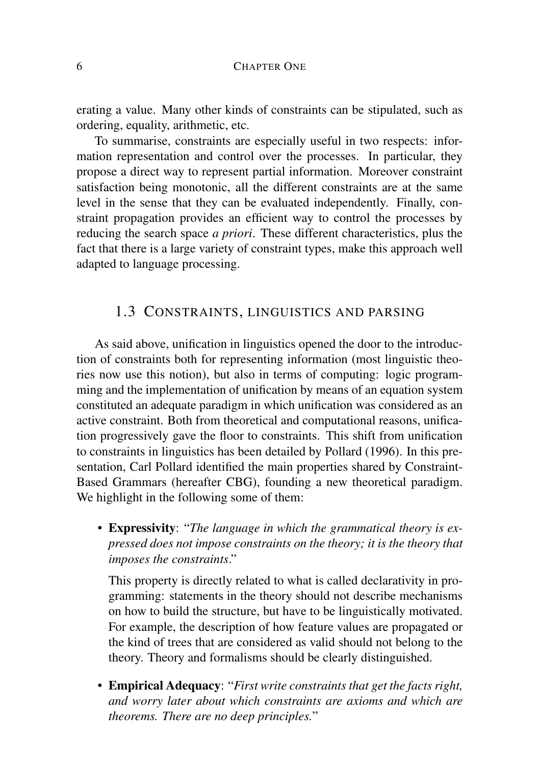erating a value. Many other kinds of constraints can be stipulated, such as ordering, equality, arithmetic, etc.

To summarise, constraints are especially useful in two respects: information representation and control over the processes. In particular, they propose a direct way to represent partial information. Moreover constraint satisfaction being monotonic, all the different constraints are at the same level in the sense that they can be evaluated independently. Finally, constraint propagation provides an efficient way to control the processes by reducing the search space *a priori*. These different characteristics, plus the fact that there is a large variety of constraint types, make this approach well adapted to language processing.

## 1.3 CONSTRAINTS, LINGUISTICS AND PARSING

As said above, unification in linguistics opened the door to the introduction of constraints both for representing information (most linguistic theories now use this notion), but also in terms of computing: logic programming and the implementation of unification by means of an equation system constituted an adequate paradigm in which unification was considered as an active constraint. Both from theoretical and computational reasons, unification progressively gave the floor to constraints. This shift from unification to constraints in linguistics has been detailed by Pollard (1996). In this presentation, Carl Pollard identified the main properties shared by Constraint-Based Grammars (hereafter CBG), founding a new theoretical paradigm. We highlight in the following some of them:

- **Expressivity**: "*The language in which the grammatical theory is expressed does not impose constraints on the theory; it is the theory that imposes the constraints*."

  This property is directly related to what is called declarativity in programming: statements in the theory should not describe mechanisms on how to build the structure, but have to be linguistically motivated. For example, the description of how feature values are propagated or the kind of trees that are considered as valid should not belong to the theory. Theory and formalisms should be clearly distinguished.

- **Empirical Adequacy**: "*First write constraints that get the facts right, and worry later about which constraints are axioms and which are theorems. There are no deep principles.*"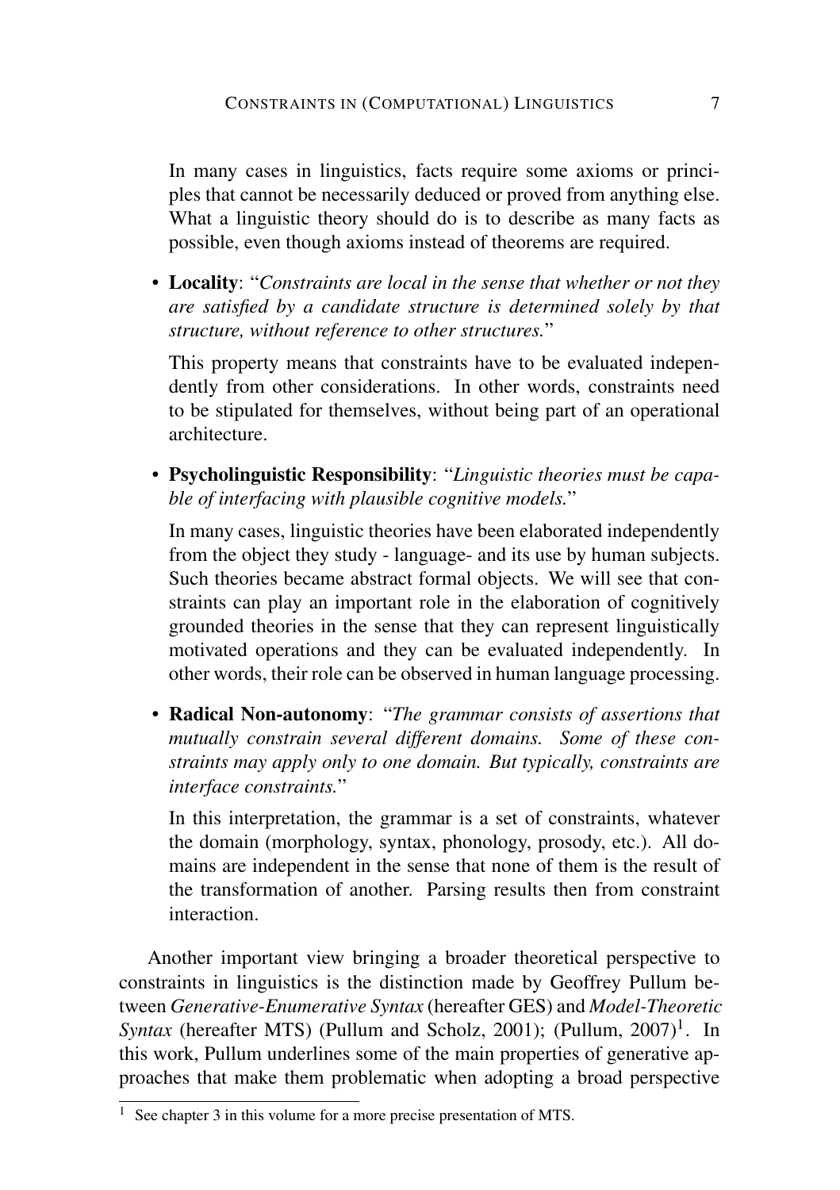In many cases in linguistics, facts require some axioms or principles that cannot be necessarily deduced or proved from anything else. What a linguistic theory should do is to describe as many facts as possible, even though axioms instead of theorems are required.

- **Locality**: "*Constraints are local in the sense that whether or not they are satisfied by a candidate structure is determined solely by that structure, without reference to other structures.*"

  This property means that constraints have to be evaluated independently from other considerations. In other words, constraints need to be stipulated for themselves, without being part of an operational architecture.

- **Psycholinguistic Responsibility**: "*Linguistic theories must be capable of interfacing with plausible cognitive models.*"

  In many cases, linguistic theories have been elaborated independently from the object they study - language- and its use by human subjects. Such theories became abstract formal objects. We will see that constraints can play an important role in the elaboration of cognitively grounded theories in the sense that they can represent linguistically motivated operations and they can be evaluated independently. In other words, their role can be observed in human language processing.

- **Radical Non-autonomy**: "*The grammar consists of assertions that mutually constrain several different domains. Some of these constraints may apply only to one domain. But typically, constraints are interface constraints.*"

  In this interpretation, the grammar is a set of constraints, whatever the domain (morphology, syntax, phonology, prosody, etc.). All domains are independent in the sense that none of them is the result of the transformation of another. Parsing results then from constraint interaction.

Another important view bringing a broader theoretical perspective to constraints in linguistics is the distinction made by Geoffrey Pullum between *Generative-Enumerative Syntax* (hereafter GES) and *Model-Theoretic Syntax* (hereafter MTS) (Pullum and Scholz, 2001); (Pullum, 2007)[1]. In this work, Pullum underlines some of the main properties of generative approaches that make them problematic when adopting a broad perspective

[1] See chapter 3 in this volume for a more precise presentation of MTS.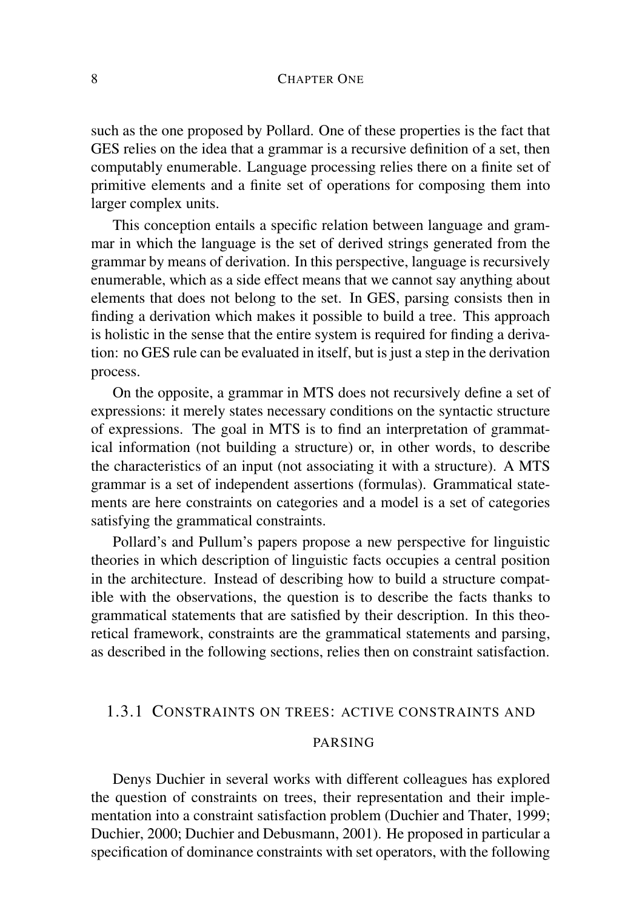such as the one proposed by Pollard. One of these properties is the fact that GES relies on the idea that a grammar is a recursive definition of a set, then computably enumerable. Language processing relies there on a finite set of primitive elements and a finite set of operations for composing them into larger complex units.

This conception entails a specific relation between language and grammar in which the language is the set of derived strings generated from the grammar by means of derivation. In this perspective, language is recursively enumerable, which as a side effect means that we cannot say anything about elements that does not belong to the set. In GES, parsing consists then in finding a derivation which makes it possible to build a tree. This approach is holistic in the sense that the entire system is required for finding a derivation: no GES rule can be evaluated in itself, but is just a step in the derivation process.

On the opposite, a grammar in MTS does not recursively define a set of expressions: it merely states necessary conditions on the syntactic structure of expressions. The goal in MTS is to find an interpretation of grammatical information (not building a structure) or, in other words, to describe the characteristics of an input (not associating it with a structure). A MTS grammar is a set of independent assertions (formulas). Grammatical statements are here constraints on categories and a model is a set of categories satisfying the grammatical constraints.

Pollard's and Pullum's papers propose a new perspective for linguistic theories in which description of linguistic facts occupies a central position in the architecture. Instead of describing how to build a structure compatible with the observations, the question is to describe the facts thanks to grammatical statements that are satisfied by their description. In this theoretical framework, constraints are the grammatical statements and parsing, as described in the following sections, relies then on constraint satisfaction.

### 1.3.1 Constraints on trees: active constraints and parsing

Denys Duchier in several works with different colleagues has explored the question of constraints on trees, their representation and their implementation into a constraint satisfaction problem (Duchier and Thater, 1999; Duchier, 2000; Duchier and Debusmann, 2001). He proposed in particular a specification of dominance constraints with set operators, with the following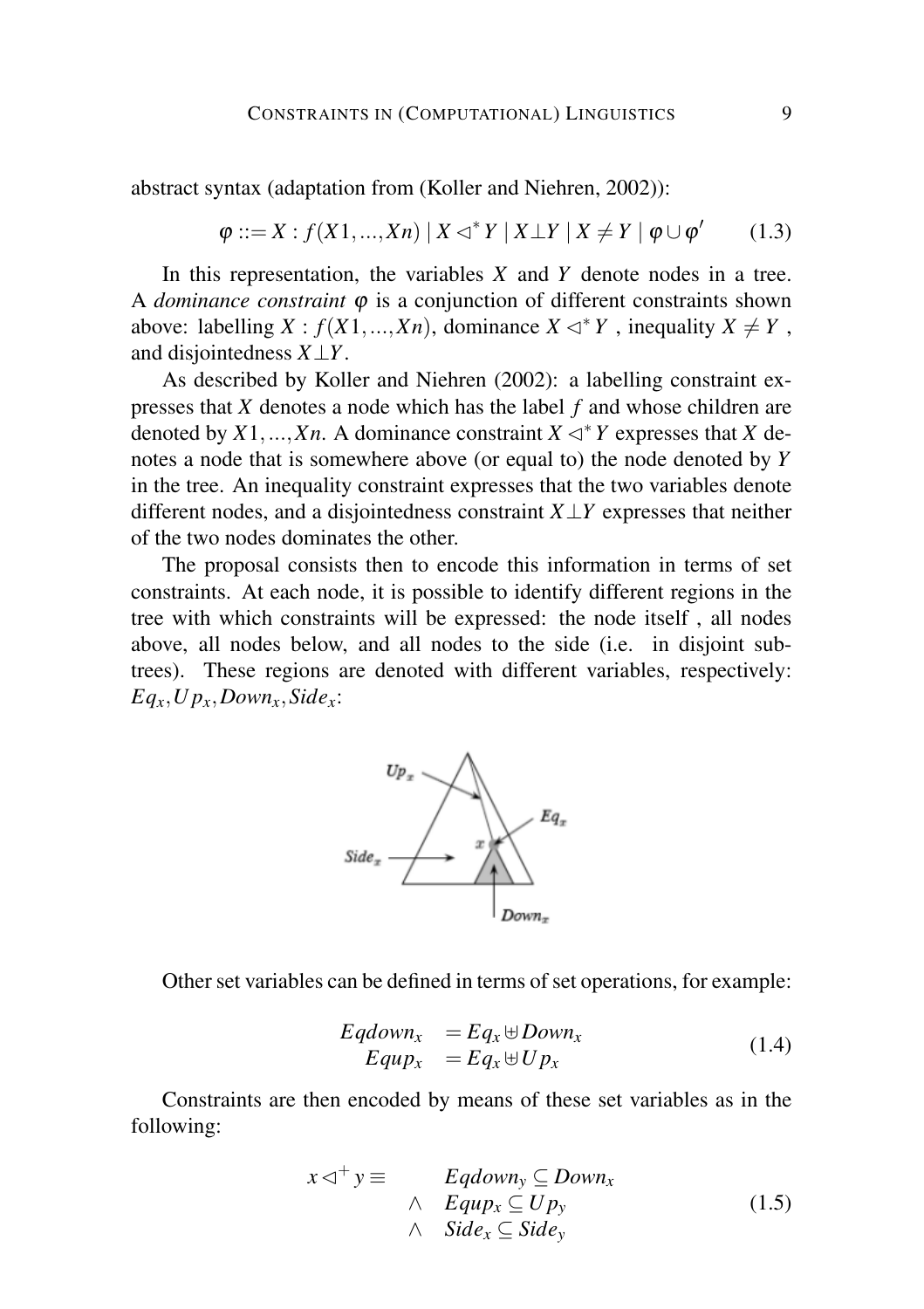abstract syntax (adaptation from (Koller and Niehren, 2002)):

$$\varphi ::= X : f(X1,...,Xn) \mid X \lhd^{*} Y \mid X \bot Y \mid X \neq Y \mid \varphi \cup \varphi' \tag{1.3}$$

In this representation, the variables $X$ and $Y$ denote nodes in a tree. A *dominance constraint* $\varphi$ is a conjunction of different constraints shown above: labelling $X : f(X1,...,Xn)$, dominance $X \lhd^{*} Y$ , inequality $X \neq Y$ , and disjointedness $X \bot Y$.

As described by Koller and Niehren (2002): a labelling constraint expresses that $X$ denotes a node which has the label $f$ and whose children are denoted by $X1,...,Xn$. A dominance constraint $X \lhd^{*} Y$ expresses that $X$ denotes a node that is somewhere above (or equal to) the node denoted by $Y$ in the tree. An inequality constraint expresses that the two variables denote different nodes, and a disjointedness constraint $X \bot Y$ expresses that neither of the two nodes dominates the other.

The proposal consists then to encode this information in terms of set constraints. At each node, it is possible to identify different regions in the tree with which constraints will be expressed: the node itself , all nodes above, all nodes below, and all nodes to the side (i.e. in disjoint subtrees). These regions are denoted with different variables, respectively: $Eq_x, Up_x, Down_x, Side_x$:

Other set variables can be defined in terms of set operations, for example:

$$\begin{aligned} Eqdown_x &= Eq_x \uplus Down_x \\ Equp_x &= Eq_x \uplus Up_x \end{aligned} \tag{1.4}$$

Constraints are then encoded by means of these set variables as in the following:

$$\begin{aligned} x \lhd^{+} y \equiv \quad & Eqdown_y \subseteq Down_x \\ \wedge \quad & Equp_x \subseteq Up_y \\ \wedge \quad & Side_x \subseteq Side_y \end{aligned} \tag{1.5}$$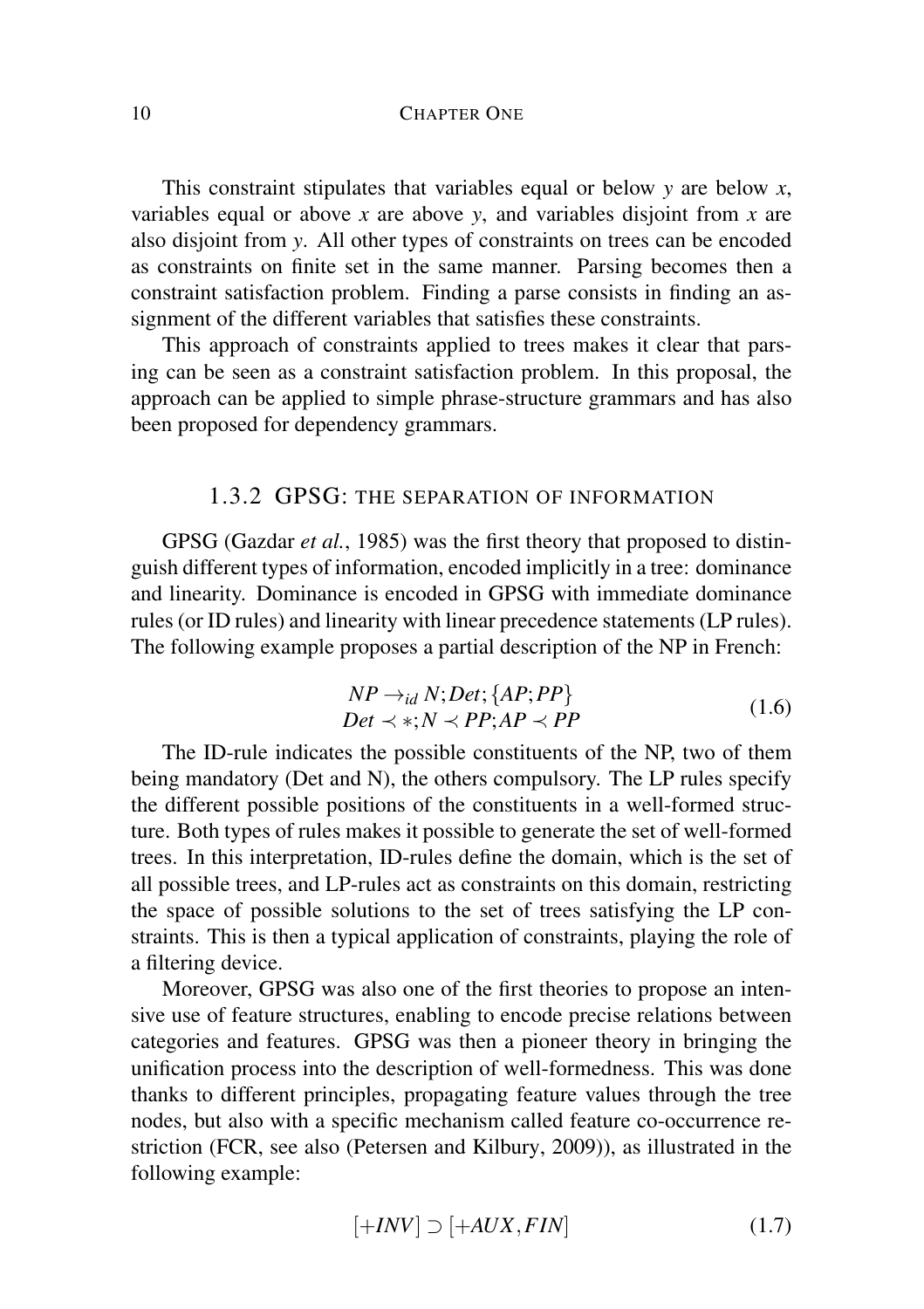This constraint stipulates that variables equal or below $y$ are below $x$, variables equal or above $x$ are above $y$, and variables disjoint from $x$ are also disjoint from $y$. All other types of constraints on trees can be encoded as constraints on finite set in the same manner. Parsing becomes then a constraint satisfaction problem. Finding a parse consists in finding an assignment of the different variables that satisfies these constraints.

This approach of constraints applied to trees makes it clear that parsing can be seen as a constraint satisfaction problem. In this proposal, the approach can be applied to simple phrase-structure grammars and has also been proposed for dependency grammars.

### 1.3.2 GPSG: THE SEPARATION OF INFORMATION

GPSG (Gazdar *et al.*, 1985) was the first theory that proposed to distinguish different types of information, encoded implicitly in a tree: dominance and linearity. Dominance is encoded in GPSG with immediate dominance rules (or ID rules) and linearity with linear precedence statements (LP rules). The following example proposes a partial description of the NP in French:

$$\begin{array}{c} NP \rightarrow_{id} N; Det; \{AP; PP\} \\ Det \prec *; N \prec PP; AP \prec PP \end{array} \tag{1.6}$$

The ID-rule indicates the possible constituents of the NP, two of them being mandatory (Det and N), the others compulsory. The LP rules specify the different possible positions of the constituents in a well-formed structure. Both types of rules makes it possible to generate the set of well-formed trees. In this interpretation, ID-rules define the domain, which is the set of all possible trees, and LP-rules act as constraints on this domain, restricting the space of possible solutions to the set of trees satisfying the LP constraints. This is then a typical application of constraints, playing the role of a filtering device.

Moreover, GPSG was also one of the first theories to propose an intensive use of feature structures, enabling to encode precise relations between categories and features. GPSG was then a pioneer theory in bringing the unification process into the description of well-formedness. This was done thanks to different principles, propagating feature values through the tree nodes, but also with a specific mechanism called feature co-occurrence restriction (FCR, see also (Petersen and Kilbury, 2009)), as illustrated in the following example:

$$[+INV] \supset [+AUX, FIN] \tag{1.7}$$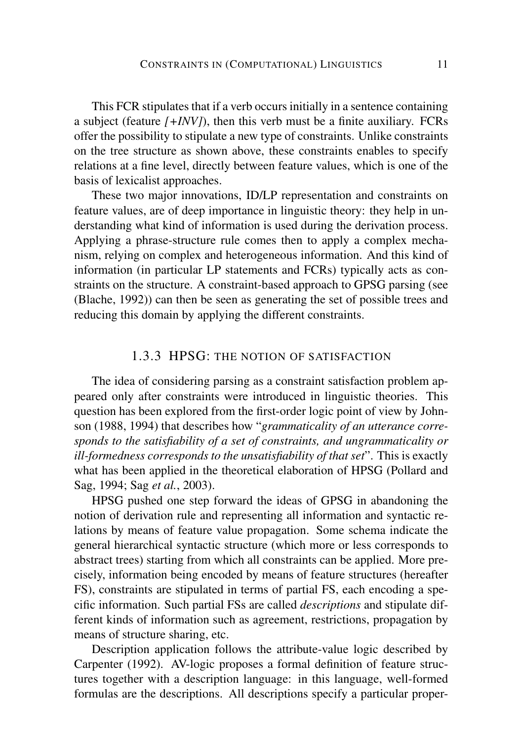This FCR stipulates that if a verb occurs initially in a sentence containing a subject (feature *[+INV]*), then this verb must be a finite auxiliary. FCRs offer the possibility to stipulate a new type of constraints. Unlike constraints on the tree structure as shown above, these constraints enables to specify relations at a fine level, directly between feature values, which is one of the basis of lexicalist approaches.

These two major innovations, ID/LP representation and constraints on feature values, are of deep importance in linguistic theory: they help in understanding what kind of information is used during the derivation process. Applying a phrase-structure rule comes then to apply a complex mechanism, relying on complex and heterogeneous information. And this kind of information (in particular LP statements and FCRs) typically acts as constraints on the structure. A constraint-based approach to GPSG parsing (see (Blache, 1992)) can then be seen as generating the set of possible trees and reducing this domain by applying the different constraints.

### 1.3.3 HPSG: THE NOTION OF SATISFACTION

The idea of considering parsing as a constraint satisfaction problem appeared only after constraints were introduced in linguistic theories. This question has been explored from the first-order logic point of view by Johnson (1988, 1994) that describes how "*grammaticality of an utterance corresponds to the satisfiability of a set of constraints, and ungrammaticality or ill-formedness corresponds to the unsatisfiability of that set*". This is exactly what has been applied in the theoretical elaboration of HPSG (Pollard and Sag, 1994; Sag *et al.*, 2003).

HPSG pushed one step forward the ideas of GPSG in abandoning the notion of derivation rule and representing all information and syntactic relations by means of feature value propagation. Some schema indicate the general hierarchical syntactic structure (which more or less corresponds to abstract trees) starting from which all constraints can be applied. More precisely, information being encoded by means of feature structures (hereafter FS), constraints are stipulated in terms of partial FS, each encoding a specific information. Such partial FSs are called *descriptions* and stipulate different kinds of information such as agreement, restrictions, propagation by means of structure sharing, etc.

Description application follows the attribute-value logic described by Carpenter (1992). AV-logic proposes a formal definition of feature structures together with a description language: in this language, well-formed formulas are the descriptions. All descriptions specify a particular proper-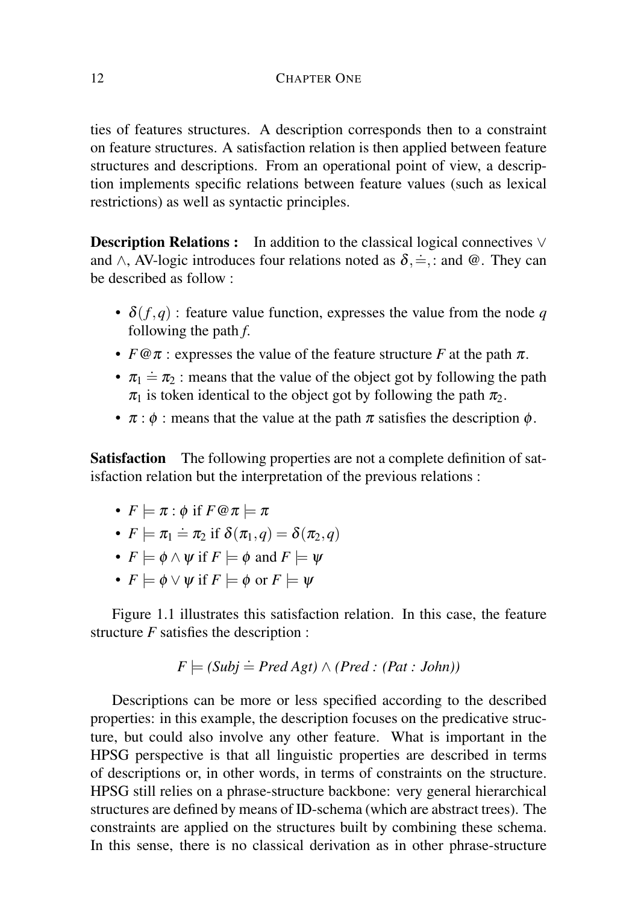ties of features structures. A description corresponds then to a constraint on feature structures. A satisfaction relation is then applied between feature structures and descriptions. From an operational point of view, a description implements specific relations between feature values (such as lexical restrictions) as well as syntactic principles.

**Description Relations :** In addition to the classical logical connectives $\vee$ and $\wedge$, AV-logic introduces four relations noted as $\delta, \doteq, :$ and @. They can be described as follow :

- $\delta(f,q)$ : feature value function, expresses the value from the node $q$ following the path $f$.
- $F@\pi$ : expresses the value of the feature structure $F$ at the path $\pi$.
- $\pi_1 \doteq \pi_2$ : means that the value of the object got by following the path $\pi_1$ is token identical to the object got by following the path $\pi_2$.
- $\pi : \phi$ : means that the value at the path $\pi$ satisfies the description $\phi$.

**Satisfaction** The following properties are not a complete definition of satisfaction relation but the interpretation of the previous relations :

- $F \models \pi : \phi$ if $F@\pi \models \pi$
- $F \models \pi_1 \doteq \pi_2$ if $\delta(\pi_1, q) = \delta(\pi_2, q)$
- $F \models \phi \wedge \psi$ if $F \models \phi$ and $F \models \psi$
- $F \models \phi \vee \psi$ if $F \models \phi$ or $F \models \psi$

Figure 1.1 illustrates this satisfaction relation. In this case, the feature structure $F$ satisfies the description :

$$F \models (Subj \doteq Pred\ Agt) \wedge (Pred : (Pat : John))$$

Descriptions can be more or less specified according to the described properties: in this example, the description focuses on the predicative structure, but could also involve any other feature. What is important in the HPSG perspective is that all linguistic properties are described in terms of descriptions or, in other words, in terms of constraints on the structure. HPSG still relies on a phrase-structure backbone: very general hierarchical structures are defined by means of ID-schema (which are abstract trees). The constraints are applied on the structures built by combining these schema. In this sense, there is no classical derivation as in other phrase-structure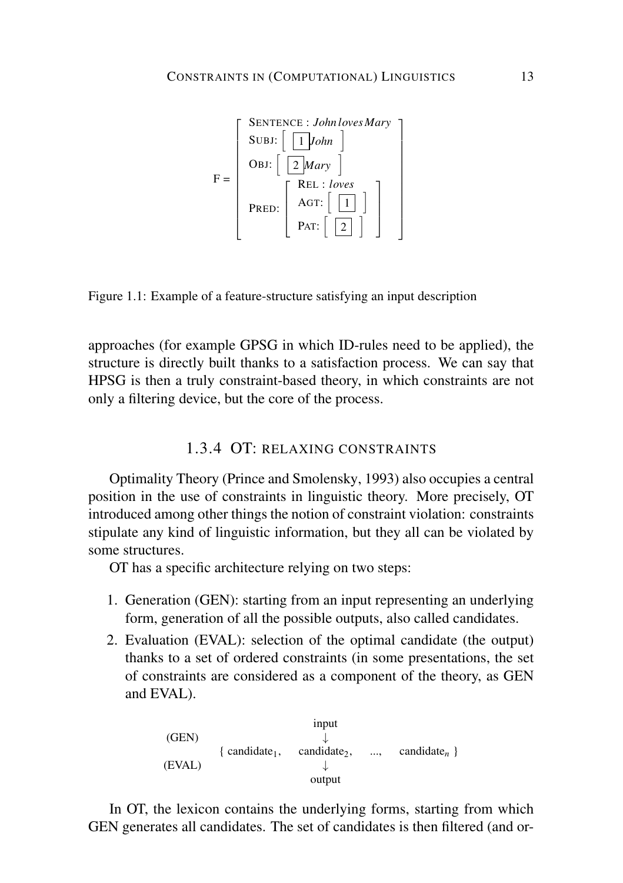$$
F = \left[\begin{array}{l}
\text{SENTENCE} : \textit{John loves Mary} \\
\text{SUBJ:} \left[ \boxed{1}\ \textit{John} \right] \\
\text{OBJ:} \left[ \boxed{2}\ \textit{Mary} \right] \\
\text{PRED:} \left[\begin{array}{l}
\text{REL} : \textit{loves} \\
\text{AGT:} \left[ \boxed{1} \right] \\
\text{PAT:} \left[ \boxed{2} \right]
\end{array}\right]
\end{array}\right]
$$

Figure 1.1: Example of a feature-structure satisfying an input description

approaches (for example GPSG in which ID-rules need to be applied), the structure is directly built thanks to a satisfaction process. We can say that HPSG is then a truly constraint-based theory, in which constraints are not only a filtering device, but the core of the process.

### 1.3.4 OT: RELAXING CONSTRAINTS

Optimality Theory (Prince and Smolensky, 1993) also occupies a central position in the use of constraints in linguistic theory. More precisely, OT introduced among other things the notion of constraint violation: constraints stipulate any kind of linguistic information, but they all can be violated by some structures.

OT has a specific architecture relying on two steps:

1. Generation (GEN): starting from an input representing an underlying form, generation of all the possible outputs, also called candidates.
2. Evaluation (EVAL): selection of the optimal candidate (the output) thanks to a set of ordered constraints (in some presentations, the set of constraints are considered as a component of the theory, as GEN and EVAL).

$$
\begin{array}{lcccc}
 & & \text{input} & & \\
\text{(GEN)} & & \downarrow & & \\
 & \{ \text{ candidate}_1, & \text{candidate}_2, & \ldots, & \text{candidate}_n \ \} \\
\text{(EVAL)} & & \downarrow & & \\
 & & \text{output} & &
\end{array}
$$

In OT, the lexicon contains the underlying forms, starting from which GEN generates all candidates. The set of candidates is then filtered (and or-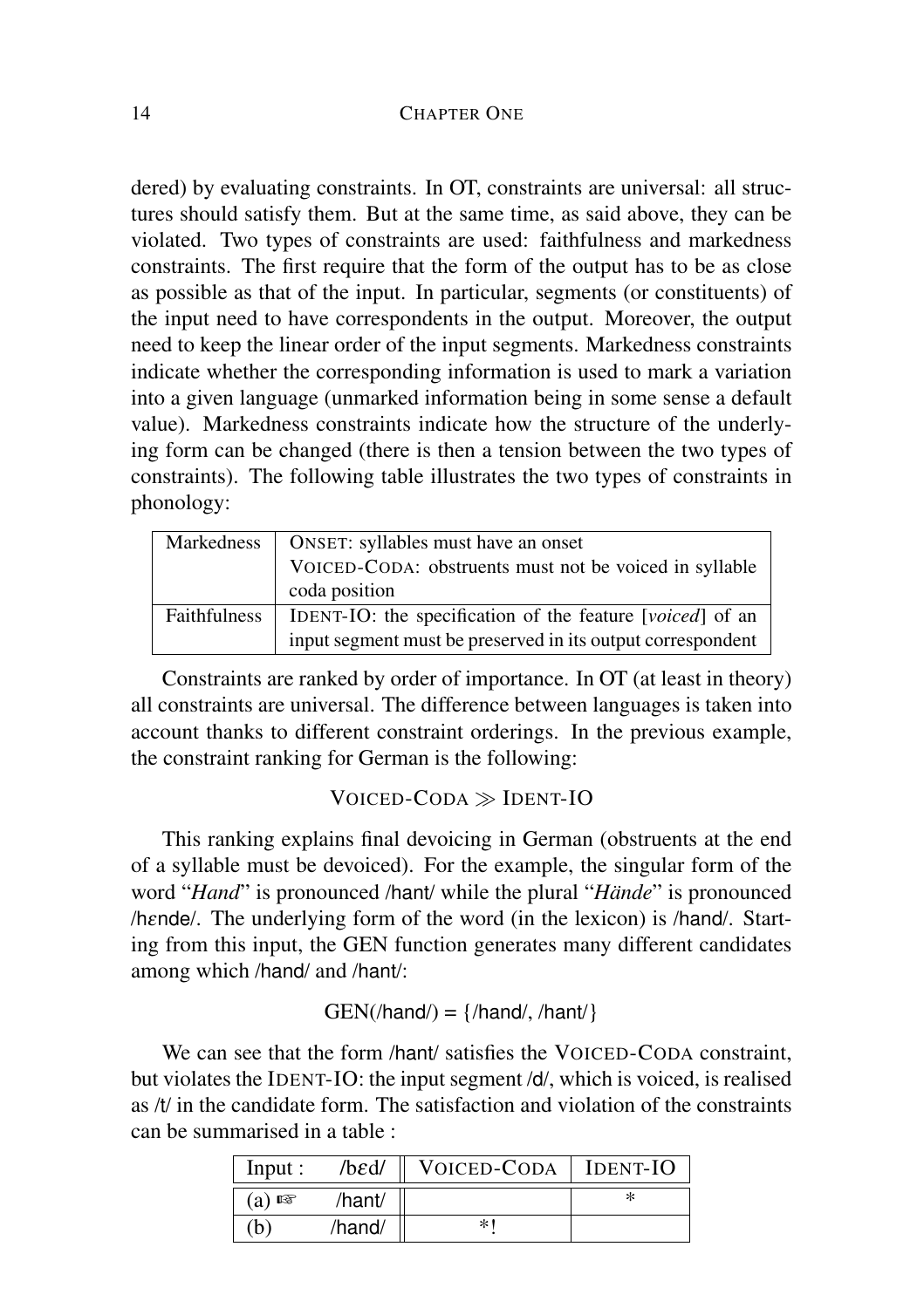dered) by evaluating constraints. In OT, constraints are universal: all structures should satisfy them. But at the same time, as said above, they can be violated. Two types of constraints are used: faithfulness and markedness constraints. The first require that the form of the output has to be as close as possible as that of the input. In particular, segments (or constituents) of the input need to have correspondents in the output. Moreover, the output need to keep the linear order of the input segments. Markedness constraints indicate whether the corresponding information is used to mark a variation into a given language (unmarked information being in some sense a default value). Markedness constraints indicate how the structure of the underlying form can be changed (there is then a tension between the two types of constraints). The following table illustrates the two types of constraints in phonology:

| | |
|---|---|
| Markedness | ONSET: syllables must have an onset<br>VOICED-CODA: obstruents must not be voiced in syllable coda position |
| Faithfulness | IDENT-IO: the specification of the feature [*voiced*] of an input segment must be preserved in its output correspondent |

Constraints are ranked by order of importance. In OT (at least in theory) all constraints are universal. The difference between languages is taken into account thanks to different constraint orderings. In the previous example, the constraint ranking for German is the following:

$$\text{VOICED-CODA} \gg \text{IDENT-IO}$$

This ranking explains final devoicing in German (obstruents at the end of a syllable must be devoiced). For the example, the singular form of the word "*Hand*" is pronounced /hant/ while the plural "*Hände*" is pronounced /hɛnde/. The underlying form of the word (in the lexicon) is /hand/. Starting from this input, the GEN function generates many different candidates among which /hand/ and /hant/:

$$\text{GEN(/hand/)} = \{\text{/hand/, /hant/}\}$$

We can see that the form /hant/ satisfies the VOICED-CODA constraint, but violates the IDENT-IO: the input segment /d/, which is voiced, is realised as /t/ in the candidate form. The satisfaction and violation of the constraints can be summarised in a table :

| Input : /bɛd/ | VOICED-CODA | IDENT-IO |
|---|---|---|
| (a) ☞ /hant/ | | * |
| (b) /hand/ | *! | |